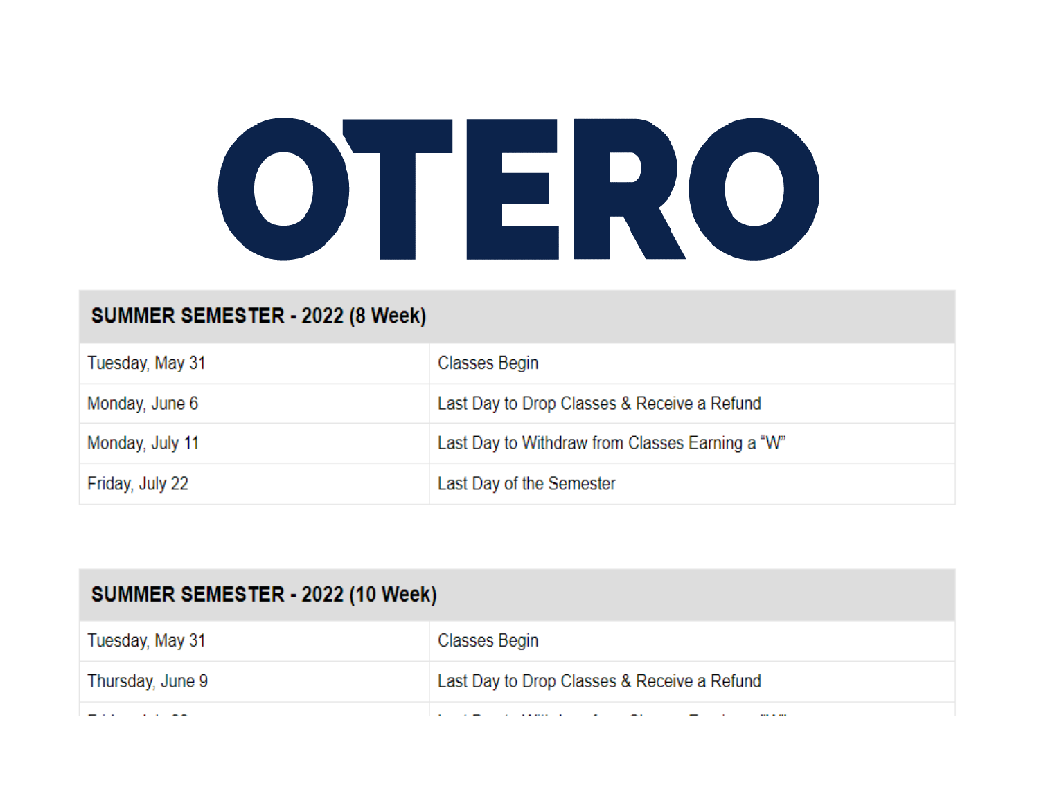# OTERO

| SUMMER SEMESTER - 2022 (8 Week) | |
|---|---|
| Tuesday, May 31 | Classes Begin |
| Monday, June 6 | Last Day to Drop Classes & Receive a Refund |
| Monday, July 11 | Last Day to Withdraw from Classes Earning a "W" |
| Friday, July 22 | Last Day of the Semester |

| SUMMER SEMESTER - 2022 (10 Week) | |
|---|---|
| Tuesday, May 31 | Classes Begin |
| Thursday, June 9 | Last Day to Drop Classes & Receive a Refund |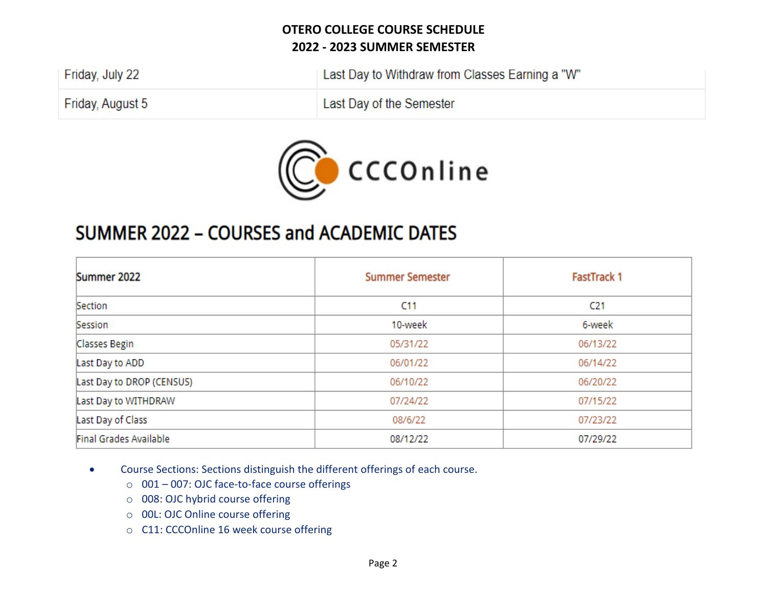| | |
|---|---|
| Friday, July 22 | Last Day to Withdraw from Classes Earning a "W" |
| Friday, August 5 | Last Day of the Semester |

CCCOnline

## SUMMER 2022 – COURSES and ACADEMIC DATES

| Summer 2022 | Summer Semester | FastTrack 1 |
|---|---|---|
| Section | C11 | C21 |
| Session | 10-week | 6-week |
| Classes Begin | 05/31/22 | 06/13/22 |
| Last Day to ADD | 06/01/22 | 06/14/22 |
| Last Day to DROP (CENSUS) | 06/10/22 | 06/20/22 |
| Last Day to WITHDRAW | 07/24/22 | 07/15/22 |
| Last Day of Class | 08/6/22 | 07/23/22 |
| Final Grades Available | 08/12/22 | 07/29/22 |

- Course Sections: Sections distinguish the different offerings of each course.
  - 001 – 007: OJC face-to-face course offerings
  - 008: OJC hybrid course offering
  - 00L: OJC Online course offering
  - C11: CCCOnline 16 week course offering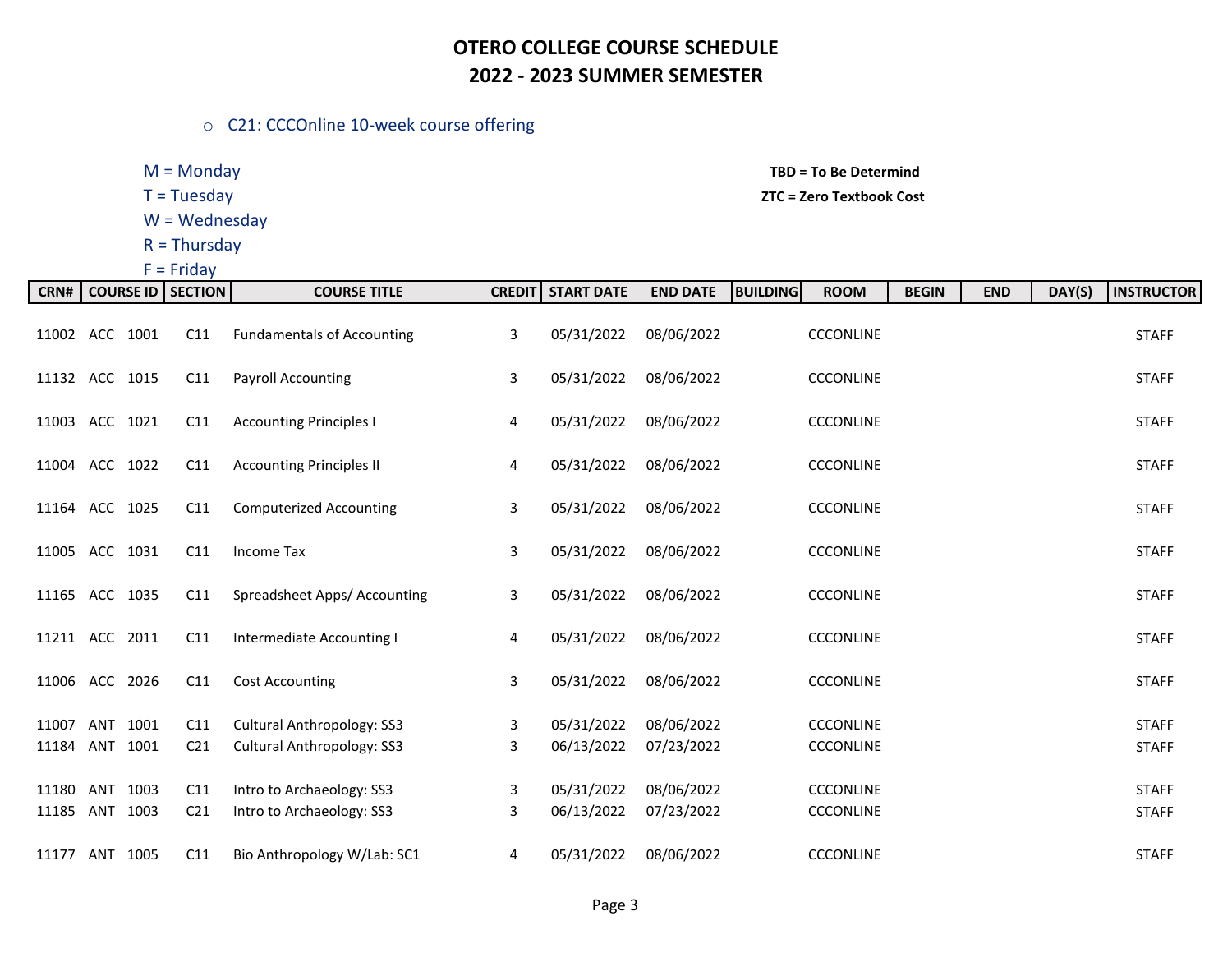# OTERO COLLEGE COURSE SCHEDULE
## 2022 - 2023 SUMMER SEMESTER

- C21: CCCOnline 10-week course offering

M = Monday
T = Tuesday
W = Wednesday
R = Thursday
F = Friday

**TBD = To Be Determind**
**ZTC = Zero Textbook Cost**

| CRN# | COURSE ID | SECTION | COURSE TITLE | CREDIT | START DATE | END DATE | BUILDING | ROOM | BEGIN | END | DAY(S) | INSTRUCTOR |
|---|---|---|---|---|---|---|---|---|---|---|---|---|
| 11002 | ACC 1001 | C11 | Fundamentals of Accounting | 3 | 05/31/2022 | 08/06/2022 | | CCCONLINE | | | | STAFF |
| 11132 | ACC 1015 | C11 | Payroll Accounting | 3 | 05/31/2022 | 08/06/2022 | | CCCONLINE | | | | STAFF |
| 11003 | ACC 1021 | C11 | Accounting Principles I | 4 | 05/31/2022 | 08/06/2022 | | CCCONLINE | | | | STAFF |
| 11004 | ACC 1022 | C11 | Accounting Principles II | 4 | 05/31/2022 | 08/06/2022 | | CCCONLINE | | | | STAFF |
| 11164 | ACC 1025 | C11 | Computerized Accounting | 3 | 05/31/2022 | 08/06/2022 | | CCCONLINE | | | | STAFF |
| 11005 | ACC 1031 | C11 | Income Tax | 3 | 05/31/2022 | 08/06/2022 | | CCCONLINE | | | | STAFF |
| 11165 | ACC 1035 | C11 | Spreadsheet Apps/ Accounting | 3 | 05/31/2022 | 08/06/2022 | | CCCONLINE | | | | STAFF |
| 11211 | ACC 2011 | C11 | Intermediate Accounting I | 4 | 05/31/2022 | 08/06/2022 | | CCCONLINE | | | | STAFF |
| 11006 | ACC 2026 | C11 | Cost Accounting | 3 | 05/31/2022 | 08/06/2022 | | CCCONLINE | | | | STAFF |
| 11007 | ANT 1001 | C11 | Cultural Anthropology: SS3 | 3 | 05/31/2022 | 08/06/2022 | | CCCONLINE | | | | STAFF |
| 11184 | ANT 1001 | C21 | Cultural Anthropology: SS3 | 3 | 06/13/2022 | 07/23/2022 | | CCCONLINE | | | | STAFF |
| 11180 | ANT 1003 | C11 | Intro to Archaeology: SS3 | 3 | 05/31/2022 | 08/06/2022 | | CCCONLINE | | | | STAFF |
| 11185 | ANT 1003 | C21 | Intro to Archaeology: SS3 | 3 | 06/13/2022 | 07/23/2022 | | CCCONLINE | | | | STAFF |
| 11177 | ANT 1005 | C11 | Bio Anthropology W/Lab: SC1 | 4 | 05/31/2022 | 08/06/2022 | | CCCONLINE | | | | STAFF |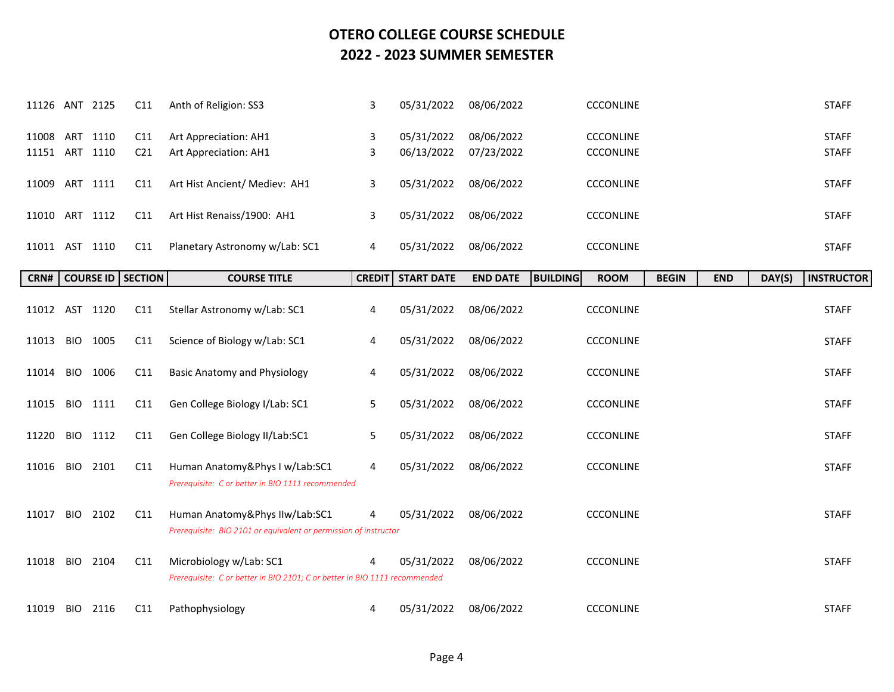# OTERO COLLEGE COURSE SCHEDULE
## 2022 - 2023 SUMMER SEMESTER

| CRN# | COURSE ID | SECTION | COURSE TITLE | CREDIT | START DATE | END DATE | BUILDING | ROOM | BEGIN | END | DAY(S) | INSTRUCTOR |
|---|---|---|---|---|---|---|---|---|---|---|---|---|
| 11126 | ANT 2125 | C11 | Anth of Religion: SS3 | 3 | 05/31/2022 | 08/06/2022 | | CCCONLINE | | | | STAFF |
| 11008 | ART 1110 | C11 | Art Appreciation: AH1 | 3 | 05/31/2022 | 08/06/2022 | | CCCONLINE | | | | STAFF |
| 11151 | ART 1110 | C21 | Art Appreciation: AH1 | 3 | 06/13/2022 | 07/23/2022 | | CCCONLINE | | | | STAFF |
| 11009 | ART 1111 | C11 | Art Hist Ancient/ Mediev: AH1 | 3 | 05/31/2022 | 08/06/2022 | | CCCONLINE | | | | STAFF |
| 11010 | ART 1112 | C11 | Art Hist Renaiss/1900: AH1 | 3 | 05/31/2022 | 08/06/2022 | | CCCONLINE | | | | STAFF |
| 11011 | AST 1110 | C11 | Planetary Astronomy w/Lab: SC1 | 4 | 05/31/2022 | 08/06/2022 | | CCCONLINE | | | | STAFF |
| 11012 | AST 1120 | C11 | Stellar Astronomy w/Lab: SC1 | 4 | 05/31/2022 | 08/06/2022 | | CCCONLINE | | | | STAFF |
| 11013 | BIO 1005 | C11 | Science of Biology w/Lab: SC1 | 4 | 05/31/2022 | 08/06/2022 | | CCCONLINE | | | | STAFF |
| 11014 | BIO 1006 | C11 | Basic Anatomy and Physiology | 4 | 05/31/2022 | 08/06/2022 | | CCCONLINE | | | | STAFF |
| 11015 | BIO 1111 | C11 | Gen College Biology I/Lab: SC1 | 5 | 05/31/2022 | 08/06/2022 | | CCCONLINE | | | | STAFF |
| 11220 | BIO 1112 | C11 | Gen College Biology II/Lab:SC1 | 5 | 05/31/2022 | 08/06/2022 | | CCCONLINE | | | | STAFF |
| 11016 | BIO 2101 | C11 | Human Anatomy&Phys I w/Lab:SC1<br>*Prerequisite: C or better in BIO 1111 recommended* | 4 | 05/31/2022 | 08/06/2022 | | CCCONLINE | | | | STAFF |
| 11017 | BIO 2102 | C11 | Human Anatomy&Phys IIw/Lab:SC1<br>*Prerequisite: BIO 2101 or equivalent or permission of instructor* | 4 | 05/31/2022 | 08/06/2022 | | CCCONLINE | | | | STAFF |
| 11018 | BIO 2104 | C11 | Microbiology w/Lab: SC1<br>*Prerequisite: C or better in BIO 2101; C or better in BIO 1111 recommended* | 4 | 05/31/2022 | 08/06/2022 | | CCCONLINE | | | | STAFF |
| 11019 | BIO 2116 | C11 | Pathophysiology | 4 | 05/31/2022 | 08/06/2022 | | CCCONLINE | | | | STAFF |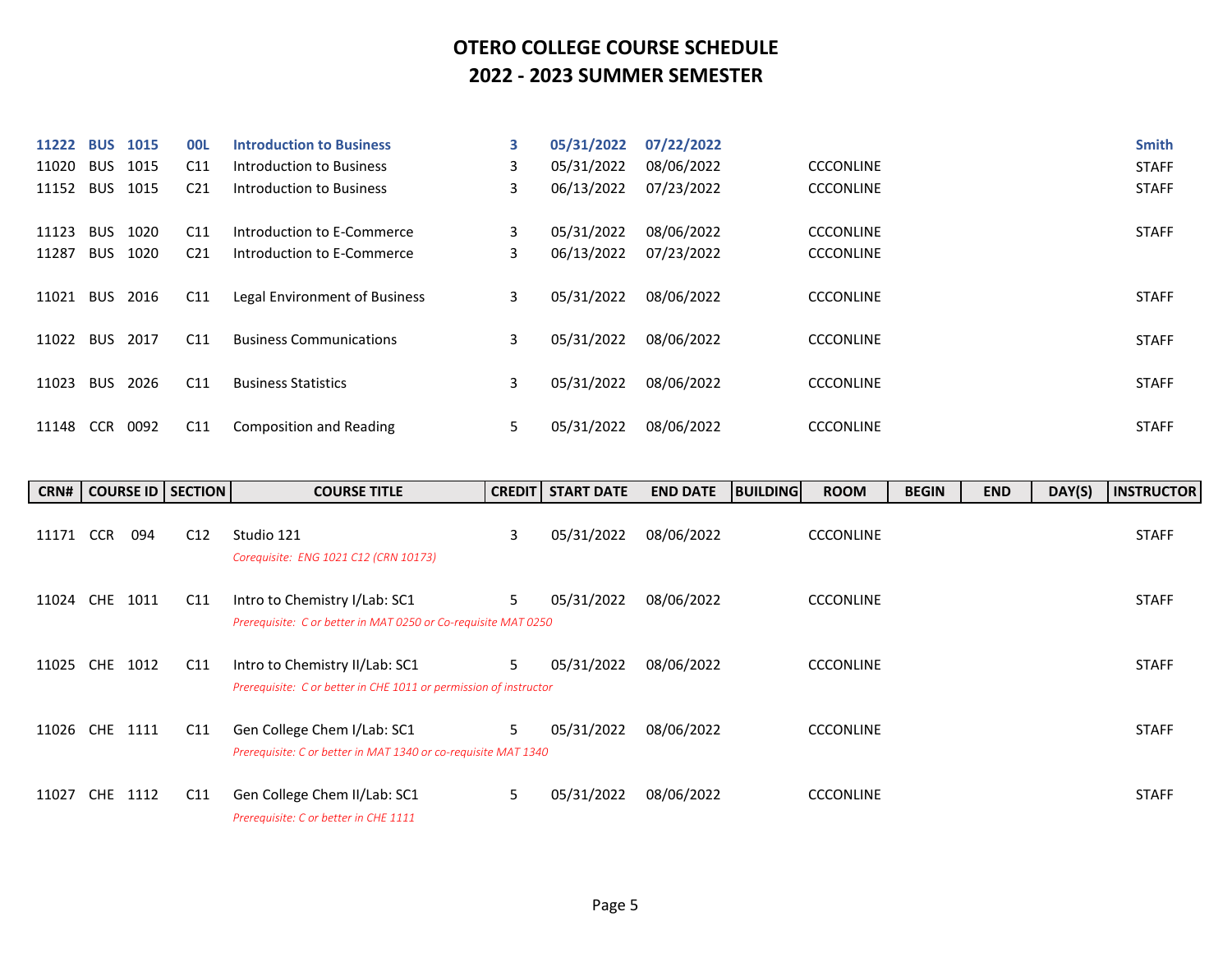# OTERO COLLEGE COURSE SCHEDULE
# 2022 - 2023 SUMMER SEMESTER

| CRN# | COURSE ID | SECTION | COURSE TITLE | CREDIT | START DATE | END DATE | BUILDING | ROOM | BEGIN | END | DAY(S) | INSTRUCTOR |
|---|---|---|---|---|---|---|---|---|---|---|---|---|
| **11222** | **BUS 1015** | **00L** | **Introduction to Business** | **3** | **05/31/2022** | **07/22/2022** | | | | | | **Smith** |
| 11020 | BUS 1015 | C11 | Introduction to Business | 3 | 05/31/2022 | 08/06/2022 | | CCCONLINE | | | | STAFF |
| 11152 | BUS 1015 | C21 | Introduction to Business | 3 | 06/13/2022 | 07/23/2022 | | CCCONLINE | | | | STAFF |
| 11123 | BUS 1020 | C11 | Introduction to E-Commerce | 3 | 05/31/2022 | 08/06/2022 | | CCCONLINE | | | | STAFF |
| 11287 | BUS 1020 | C21 | Introduction to E-Commerce | 3 | 06/13/2022 | 07/23/2022 | | CCCONLINE | | | | |
| 11021 | BUS 2016 | C11 | Legal Environment of Business | 3 | 05/31/2022 | 08/06/2022 | | CCCONLINE | | | | STAFF |
| 11022 | BUS 2017 | C11 | Business Communications | 3 | 05/31/2022 | 08/06/2022 | | CCCONLINE | | | | STAFF |
| 11023 | BUS 2026 | C11 | Business Statistics | 3 | 05/31/2022 | 08/06/2022 | | CCCONLINE | | | | STAFF |
| 11148 | CCR 0092 | C11 | Composition and Reading | 5 | 05/31/2022 | 08/06/2022 | | CCCONLINE | | | | STAFF |
| 11171 | CCR 094 | C12 | Studio 121<br>*Corequisite: ENG 1021 C12 (CRN 10173)* | 3 | 05/31/2022 | 08/06/2022 | | CCCONLINE | | | | STAFF |
| 11024 | CHE 1011 | C11 | Intro to Chemistry I/Lab: SC1<br>*Prerequisite: C or better in MAT 0250 or Co-requisite MAT 0250* | 5 | 05/31/2022 | 08/06/2022 | | CCCONLINE | | | | STAFF |
| 11025 | CHE 1012 | C11 | Intro to Chemistry II/Lab: SC1<br>*Prerequisite: C or better in CHE 1011 or permission of instructor* | 5 | 05/31/2022 | 08/06/2022 | | CCCONLINE | | | | STAFF |
| 11026 | CHE 1111 | C11 | Gen College Chem I/Lab: SC1<br>*Prerequisite: C or better in MAT 1340 or co-requisite MAT 1340* | 5 | 05/31/2022 | 08/06/2022 | | CCCONLINE | | | | STAFF |
| 11027 | CHE 1112 | C11 | Gen College Chem II/Lab: SC1<br>*Prerequisite: C or better in CHE 1111* | 5 | 05/31/2022 | 08/06/2022 | | CCCONLINE | | | | STAFF |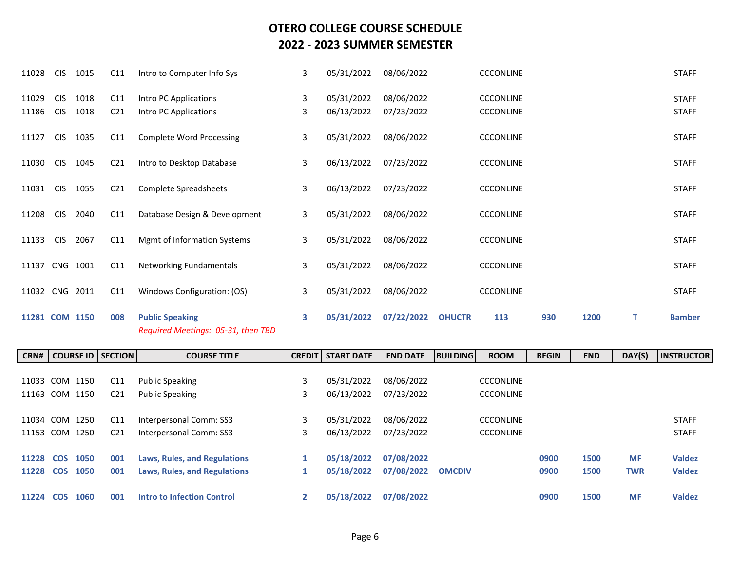# OTERO COLLEGE COURSE SCHEDULE
## 2022 - 2023 SUMMER SEMESTER

| CRN# | COURSE ID | | SECTION | COURSE TITLE | CREDIT | START DATE | END DATE | BUILDING | ROOM | BEGIN | END | DAY(S) | INSTRUCTOR |
|---|---|---|---|---|---|---|---|---|---|---|---|---|---|
| 11028 | CIS | 1015 | C11 | Intro to Computer Info Sys | 3 | 05/31/2022 | 08/06/2022 | | CCCONLINE | | | | STAFF |
| 11029 | CIS | 1018 | C11 | Intro PC Applications | 3 | 05/31/2022 | 08/06/2022 | | CCCONLINE | | | | STAFF |
| 11186 | CIS | 1018 | C21 | Intro PC Applications | 3 | 06/13/2022 | 07/23/2022 | | CCCONLINE | | | | STAFF |
| 11127 | CIS | 1035 | C11 | Complete Word Processing | 3 | 05/31/2022 | 08/06/2022 | | CCCONLINE | | | | STAFF |
| 11030 | CIS | 1045 | C21 | Intro to Desktop Database | 3 | 06/13/2022 | 07/23/2022 | | CCCONLINE | | | | STAFF |
| 11031 | CIS | 1055 | C21 | Complete Spreadsheets | 3 | 06/13/2022 | 07/23/2022 | | CCCONLINE | | | | STAFF |
| 11208 | CIS | 2040 | C11 | Database Design & Development | 3 | 05/31/2022 | 08/06/2022 | | CCCONLINE | | | | STAFF |
| 11133 | CIS | 2067 | C11 | Mgmt of Information Systems | 3 | 05/31/2022 | 08/06/2022 | | CCCONLINE | | | | STAFF |
| 11137 | CNG | 1001 | C11 | Networking Fundamentals | 3 | 05/31/2022 | 08/06/2022 | | CCCONLINE | | | | STAFF |
| 11032 | CNG | 2011 | C11 | Windows Configuration: (OS) | 3 | 05/31/2022 | 08/06/2022 | | CCCONLINE | | | | STAFF |
| **11281** | **COM** | **1150** | **008** | **Public Speaking**<br>*Required Meetings: 05-31, then TBD* | **3** | **05/31/2022** | **07/22/2022** | **OHUCTR** | **113** | **930** | **1200** | **T** | **Bamber** |
| 11033 | COM | 1150 | C11 | Public Speaking | 3 | 05/31/2022 | 08/06/2022 | | CCCONLINE | | | | |
| 11163 | COM | 1150 | C21 | Public Speaking | 3 | 06/13/2022 | 07/23/2022 | | CCCONLINE | | | | |
| 11034 | COM | 1250 | C11 | Interpersonal Comm: SS3 | 3 | 05/31/2022 | 08/06/2022 | | CCCONLINE | | | | STAFF |
| 11153 | COM | 1250 | C21 | Interpersonal Comm: SS3 | 3 | 06/13/2022 | 07/23/2022 | | CCCONLINE | | | | STAFF |
| **11228** | **COS** | **1050** | **001** | **Laws, Rules, and Regulations** | **1** | **05/18/2022** | **07/08/2022** | | | **0900** | **1500** | **MF** | **Valdez** |
| **11228** | **COS** | **1050** | **001** | **Laws, Rules, and Regulations** | **1** | **05/18/2022** | **07/08/2022** | **OMCDIV** | | **0900** | **1500** | **TWR** | **Valdez** |
| **11224** | **COS** | **1060** | **001** | **Intro to Infection Control** | **2** | **05/18/2022** | **07/08/2022** | | | **0900** | **1500** | **MF** | **Valdez** |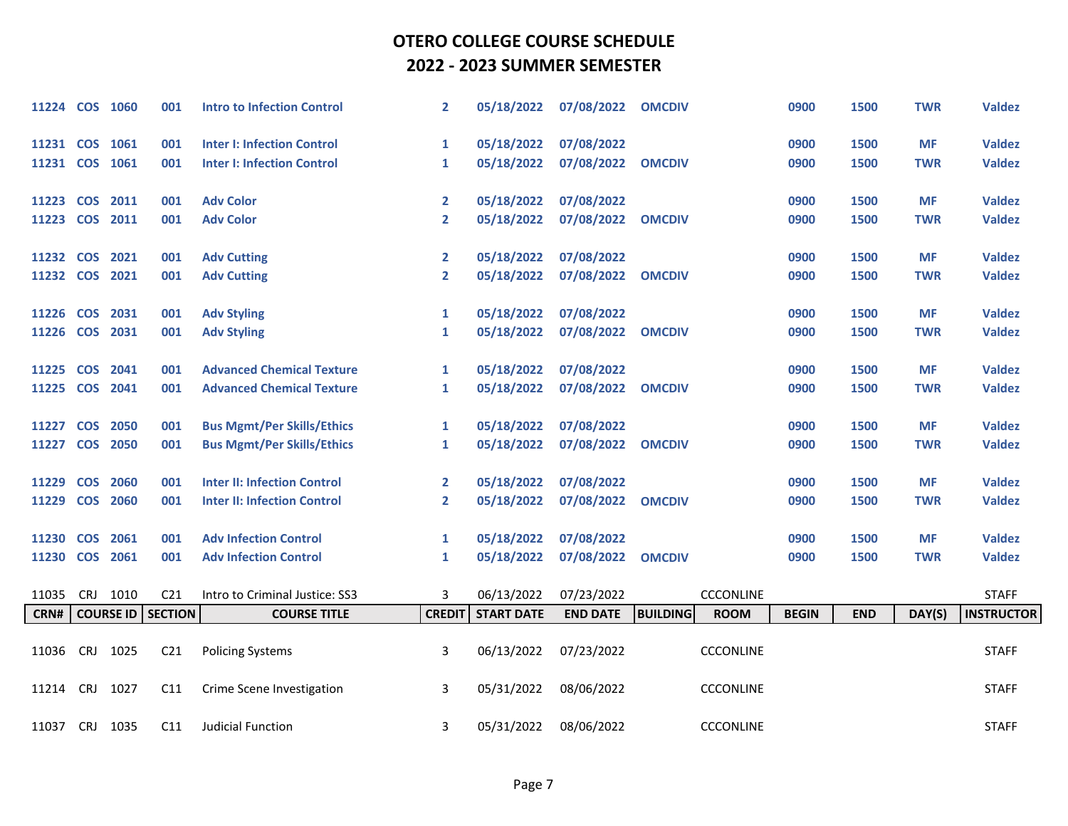# OTERO COLLEGE COURSE SCHEDULE
## 2022 - 2023 SUMMER SEMESTER

| CRN# | COURSE ID | | SECTION | COURSE TITLE | CREDIT | START DATE | END DATE | BUILDING | ROOM | BEGIN | END | DAY(S) | INSTRUCTOR |
|---|---|---|---|---|---|---|---|---|---|---|---|---|---|
| **11224** | **COS** | **1060** | **001** | **Intro to Infection Control** | **2** | **05/18/2022** | **07/08/2022** | **OMCDIV** | | **0900** | **1500** | **TWR** | **Valdez** |
| **11231** | **COS** | **1061** | **001** | **Inter I: Infection Control** | **1** | **05/18/2022** | **07/08/2022** | | | **0900** | **1500** | **MF** | **Valdez** |
| **11231** | **COS** | **1061** | **001** | **Inter I: Infection Control** | **1** | **05/18/2022** | **07/08/2022** | **OMCDIV** | | **0900** | **1500** | **TWR** | **Valdez** |
| **11223** | **COS** | **2011** | **001** | **Adv Color** | **2** | **05/18/2022** | **07/08/2022** | | | **0900** | **1500** | **MF** | **Valdez** |
| **11223** | **COS** | **2011** | **001** | **Adv Color** | **2** | **05/18/2022** | **07/08/2022** | **OMCDIV** | | **0900** | **1500** | **TWR** | **Valdez** |
| **11232** | **COS** | **2021** | **001** | **Adv Cutting** | **2** | **05/18/2022** | **07/08/2022** | | | **0900** | **1500** | **MF** | **Valdez** |
| **11232** | **COS** | **2021** | **001** | **Adv Cutting** | **2** | **05/18/2022** | **07/08/2022** | **OMCDIV** | | **0900** | **1500** | **TWR** | **Valdez** |
| **11226** | **COS** | **2031** | **001** | **Adv Styling** | **1** | **05/18/2022** | **07/08/2022** | | | **0900** | **1500** | **MF** | **Valdez** |
| **11226** | **COS** | **2031** | **001** | **Adv Styling** | **1** | **05/18/2022** | **07/08/2022** | **OMCDIV** | | **0900** | **1500** | **TWR** | **Valdez** |
| **11225** | **COS** | **2041** | **001** | **Advanced Chemical Texture** | **1** | **05/18/2022** | **07/08/2022** | | | **0900** | **1500** | **MF** | **Valdez** |
| **11225** | **COS** | **2041** | **001** | **Advanced Chemical Texture** | **1** | **05/18/2022** | **07/08/2022** | **OMCDIV** | | **0900** | **1500** | **TWR** | **Valdez** |
| **11227** | **COS** | **2050** | **001** | **Bus Mgmt/Per Skills/Ethics** | **1** | **05/18/2022** | **07/08/2022** | | | **0900** | **1500** | **MF** | **Valdez** |
| **11227** | **COS** | **2050** | **001** | **Bus Mgmt/Per Skills/Ethics** | **1** | **05/18/2022** | **07/08/2022** | **OMCDIV** | | **0900** | **1500** | **TWR** | **Valdez** |
| **11229** | **COS** | **2060** | **001** | **Inter II: Infection Control** | **2** | **05/18/2022** | **07/08/2022** | | | **0900** | **1500** | **MF** | **Valdez** |
| **11229** | **COS** | **2060** | **001** | **Inter II: Infection Control** | **2** | **05/18/2022** | **07/08/2022** | **OMCDIV** | | **0900** | **1500** | **TWR** | **Valdez** |
| **11230** | **COS** | **2061** | **001** | **Adv Infection Control** | **1** | **05/18/2022** | **07/08/2022** | | | **0900** | **1500** | **MF** | **Valdez** |
| **11230** | **COS** | **2061** | **001** | **Adv Infection Control** | **1** | **05/18/2022** | **07/08/2022** | **OMCDIV** | | **0900** | **1500** | **TWR** | **Valdez** |
| 11035 | CRJ | 1010 | C21 | Intro to Criminal Justice: SS3 | 3 | 06/13/2022 | 07/23/2022 | | CCCONLINE | | | | STAFF |
| 11036 | CRJ | 1025 | C21 | Policing Systems | 3 | 06/13/2022 | 07/23/2022 | | CCCONLINE | | | | STAFF |
| 11214 | CRJ | 1027 | C11 | Crime Scene Investigation | 3 | 05/31/2022 | 08/06/2022 | | CCCONLINE | | | | STAFF |
| 11037 | CRJ | 1035 | C11 | Judicial Function | 3 | 05/31/2022 | 08/06/2022 | | CCCONLINE | | | | STAFF |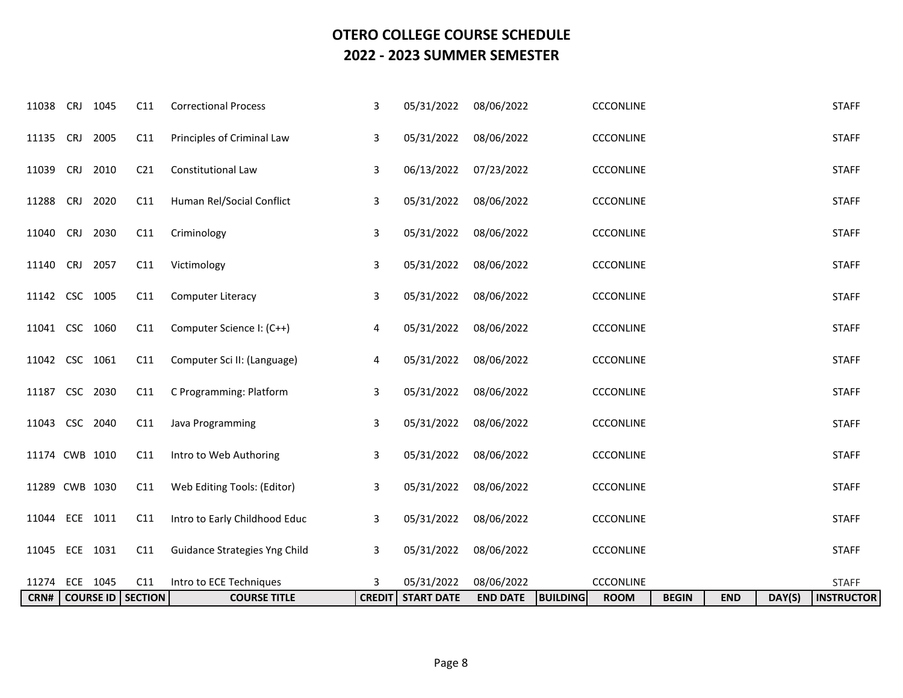# OTERO COLLEGE COURSE SCHEDULE
## 2022 - 2023 SUMMER SEMESTER

| CRN# | COURSE ID | SECTION | COURSE TITLE | CREDIT | START DATE | END DATE | BUILDING | ROOM | BEGIN | END | DAY(S) | INSTRUCTOR |
|---|---|---|---|---|---|---|---|---|---|---|---|---|
| 11038 | CRJ 1045 | C11 | Correctional Process | 3 | 05/31/2022 | 08/06/2022 | | CCCONLINE | | | | STAFF |
| 11135 | CRJ 2005 | C11 | Principles of Criminal Law | 3 | 05/31/2022 | 08/06/2022 | | CCCONLINE | | | | STAFF |
| 11039 | CRJ 2010 | C21 | Constitutional Law | 3 | 06/13/2022 | 07/23/2022 | | CCCONLINE | | | | STAFF |
| 11288 | CRJ 2020 | C11 | Human Rel/Social Conflict | 3 | 05/31/2022 | 08/06/2022 | | CCCONLINE | | | | STAFF |
| 11040 | CRJ 2030 | C11 | Criminology | 3 | 05/31/2022 | 08/06/2022 | | CCCONLINE | | | | STAFF |
| 11140 | CRJ 2057 | C11 | Victimology | 3 | 05/31/2022 | 08/06/2022 | | CCCONLINE | | | | STAFF |
| 11142 | CSC 1005 | C11 | Computer Literacy | 3 | 05/31/2022 | 08/06/2022 | | CCCONLINE | | | | STAFF |
| 11041 | CSC 1060 | C11 | Computer Science I: (C++) | 4 | 05/31/2022 | 08/06/2022 | | CCCONLINE | | | | STAFF |
| 11042 | CSC 1061 | C11 | Computer Sci II: (Language) | 4 | 05/31/2022 | 08/06/2022 | | CCCONLINE | | | | STAFF |
| 11187 | CSC 2030 | C11 | C Programming: Platform | 3 | 05/31/2022 | 08/06/2022 | | CCCONLINE | | | | STAFF |
| 11043 | CSC 2040 | C11 | Java Programming | 3 | 05/31/2022 | 08/06/2022 | | CCCONLINE | | | | STAFF |
| 11174 | CWB 1010 | C11 | Intro to Web Authoring | 3 | 05/31/2022 | 08/06/2022 | | CCCONLINE | | | | STAFF |
| 11289 | CWB 1030 | C11 | Web Editing Tools: (Editor) | 3 | 05/31/2022 | 08/06/2022 | | CCCONLINE | | | | STAFF |
| 11044 | ECE 1011 | C11 | Intro to Early Childhood Educ | 3 | 05/31/2022 | 08/06/2022 | | CCCONLINE | | | | STAFF |
| 11045 | ECE 1031 | C11 | Guidance Strategies Yng Child | 3 | 05/31/2022 | 08/06/2022 | | CCCONLINE | | | | STAFF |
| 11274 | ECE 1045 | C11 | Intro to ECE Techniques | 3 | 05/31/2022 | 08/06/2022 | | CCCONLINE | | | | STAFF |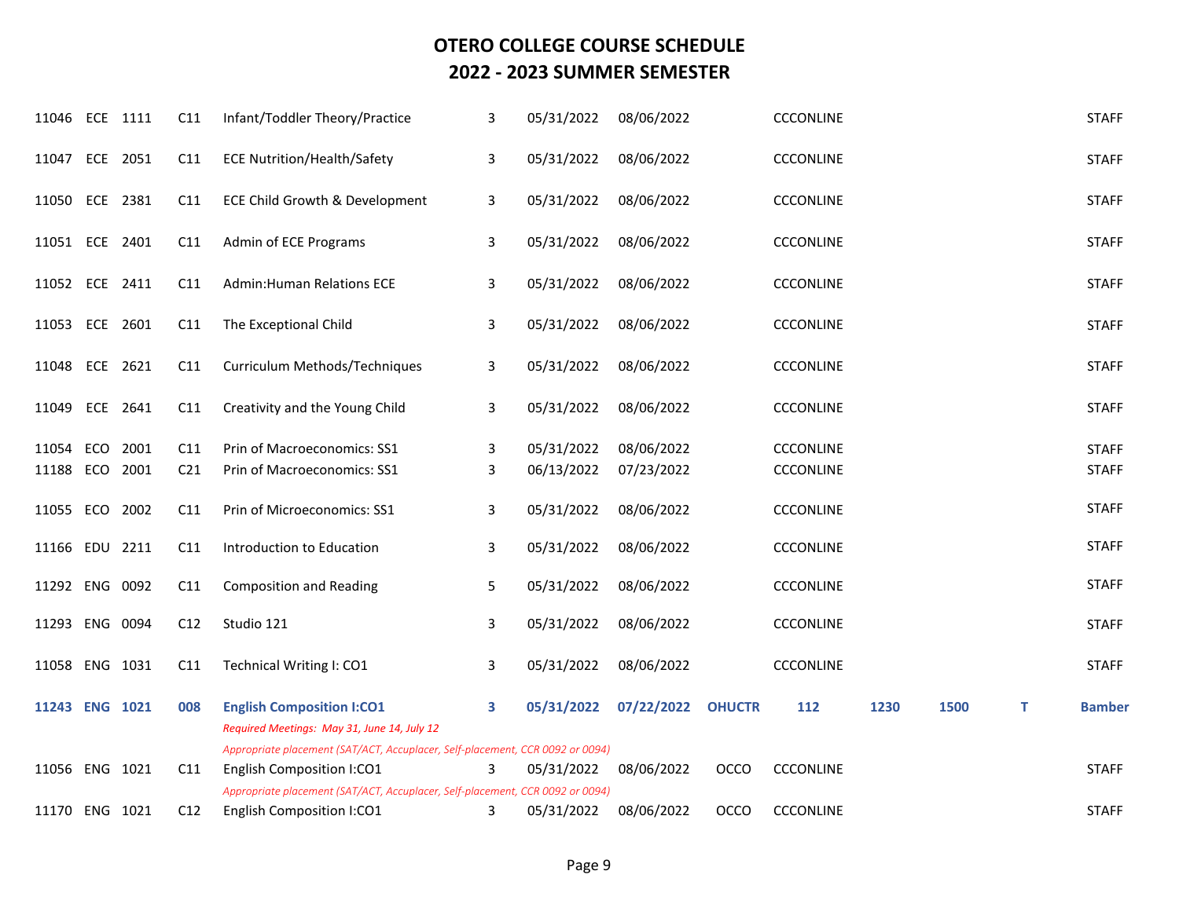# OTERO COLLEGE COURSE SCHEDULE
## 2022 - 2023 SUMMER SEMESTER

| CRN | Subj | Course | Section | Title | Credits | Start Date | End Date | Campus | Building | Room | Start Time | End Time | Days | Instructor |
|---|---|---|---|---|---|---|---|---|---|---|---|---|---|---|
| 11046 | ECE | 1111 | C11 | Infant/Toddler Theory/Practice | 3 | 05/31/2022 | 08/06/2022 | | CCCONLINE | | | | | STAFF |
| 11047 | ECE | 2051 | C11 | ECE Nutrition/Health/Safety | 3 | 05/31/2022 | 08/06/2022 | | CCCONLINE | | | | | STAFF |
| 11050 | ECE | 2381 | C11 | ECE Child Growth & Development | 3 | 05/31/2022 | 08/06/2022 | | CCCONLINE | | | | | STAFF |
| 11051 | ECE | 2401 | C11 | Admin of ECE Programs | 3 | 05/31/2022 | 08/06/2022 | | CCCONLINE | | | | | STAFF |
| 11052 | ECE | 2411 | C11 | Admin:Human Relations ECE | 3 | 05/31/2022 | 08/06/2022 | | CCCONLINE | | | | | STAFF |
| 11053 | ECE | 2601 | C11 | The Exceptional Child | 3 | 05/31/2022 | 08/06/2022 | | CCCONLINE | | | | | STAFF |
| 11048 | ECE | 2621 | C11 | Curriculum Methods/Techniques | 3 | 05/31/2022 | 08/06/2022 | | CCCONLINE | | | | | STAFF |
| 11049 | ECE | 2641 | C11 | Creativity and the Young Child | 3 | 05/31/2022 | 08/06/2022 | | CCCONLINE | | | | | STAFF |
| 11054 | ECO | 2001 | C11 | Prin of Macroeconomics: SS1 | 3 | 05/31/2022 | 08/06/2022 | | CCCONLINE | | | | | STAFF |
| 11188 | ECO | 2001 | C21 | Prin of Macroeconomics: SS1 | 3 | 06/13/2022 | 07/23/2022 | | CCCONLINE | | | | | STAFF |
| 11055 | ECO | 2002 | C11 | Prin of Microeconomics: SS1 | 3 | 05/31/2022 | 08/06/2022 | | CCCONLINE | | | | | STAFF |
| 11166 | EDU | 2211 | C11 | Introduction to Education | 3 | 05/31/2022 | 08/06/2022 | | CCCONLINE | | | | | STAFF |
| 11292 | ENG | 0092 | C11 | Composition and Reading | 5 | 05/31/2022 | 08/06/2022 | | CCCONLINE | | | | | STAFF |
| 11293 | ENG | 0094 | C12 | Studio 121 | 3 | 05/31/2022 | 08/06/2022 | | CCCONLINE | | | | | STAFF |
| 11058 | ENG | 1031 | C11 | Technical Writing I: CO1 | 3 | 05/31/2022 | 08/06/2022 | | CCCONLINE | | | | | STAFF |
| **11243** | **ENG** | **1021** | **008** | **English Composition I:CO1**<br>*Required Meetings: May 31, June 14, July 12*<br>*Appropriate placement (SAT/ACT, Accuplacer, Self-placement, CCR 0092 or 0094)* | **3** | **05/31/2022** | **07/22/2022** | **OHUCTR** | **112** | | **1230** | **1500** | **T** | **Bamber** |
| 11056 | ENG | 1021 | C11 | English Composition I:CO1<br>*Appropriate placement (SAT/ACT, Accuplacer, Self-placement, CCR 0092 or 0094)* | 3 | 05/31/2022 | 08/06/2022 | OCCO | CCCONLINE | | | | | STAFF |
| 11170 | ENG | 1021 | C12 | English Composition I:CO1 | 3 | 05/31/2022 | 08/06/2022 | OCCO | CCCONLINE | | | | | STAFF |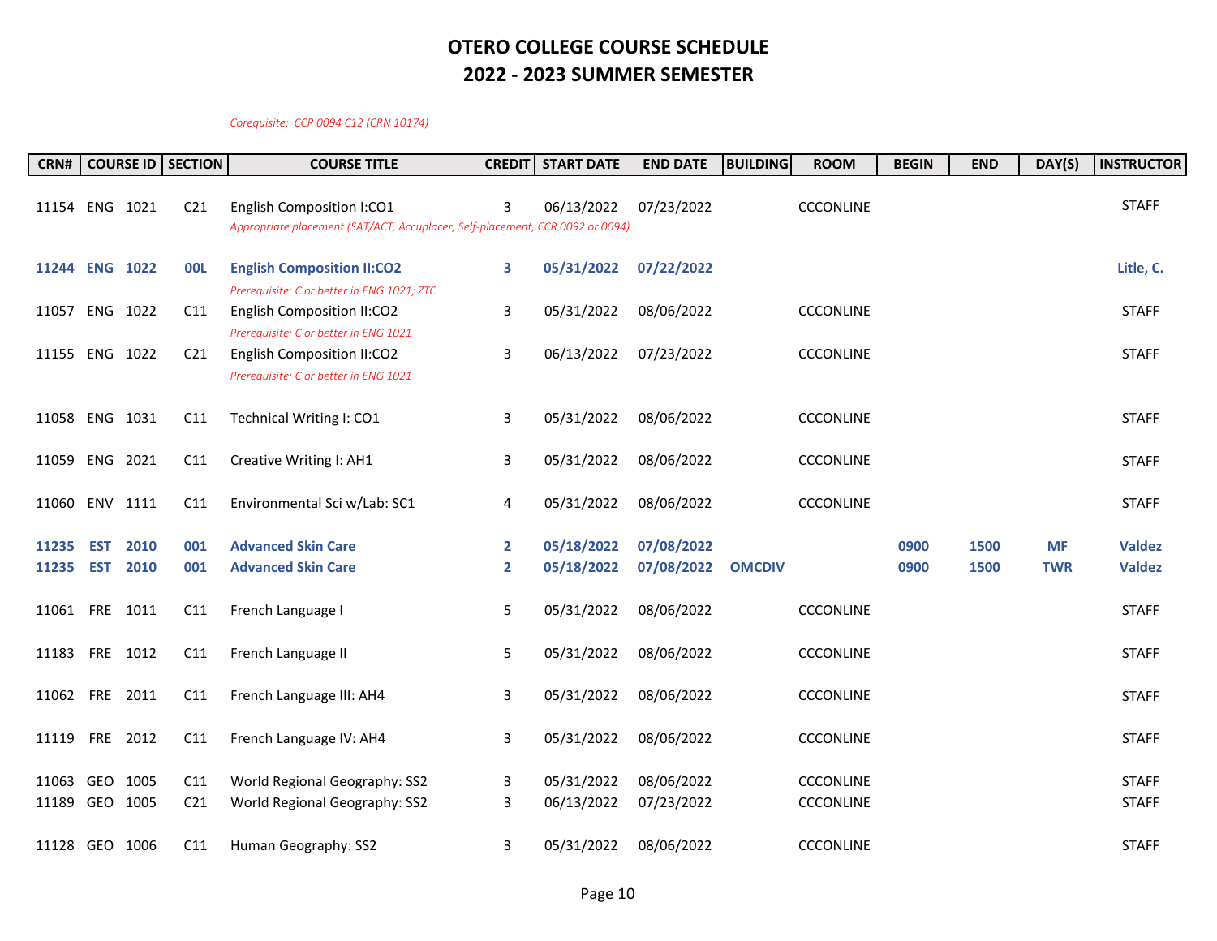# OTERO COLLEGE COURSE SCHEDULE
# 2022 - 2023 SUMMER SEMESTER

*Corequisite: CCR 0094 C12 (CRN 10174)*

| CRN# | COURSE ID | | SECTION | COURSE TITLE | CREDIT | START DATE | END DATE | BUILDING | ROOM | BEGIN | END | DAY(S) | INSTRUCTOR |
|---|---|---|---|---|---|---|---|---|---|---|---|---|---|
| 11154 | ENG | 1021 | C21 | English Composition I:CO1 | 3 | 06/13/2022 | 07/23/2022 | | CCCONLINE | | | | STAFF |
| | | | | *Appropriate placement (SAT/ACT, Accuplacer, Self-placement, CCR 0092 or 0094)* | | | | | | | | | |
| **11244** | **ENG** | **1022** | **00L** | **English Composition II:CO2** | **3** | **05/31/2022** | **07/22/2022** | | | | | | **Litle, C.** |
| | | | | *Prerequisite: C or better in ENG 1021; ZTC* | | | | | | | | | |
| 11057 | ENG | 1022 | C11 | English Composition II:CO2 | 3 | 05/31/2022 | 08/06/2022 | | CCCONLINE | | | | STAFF |
| | | | | *Prerequisite: C or better in ENG 1021* | | | | | | | | | |
| 11155 | ENG | 1022 | C21 | English Composition II:CO2 | 3 | 06/13/2022 | 07/23/2022 | | CCCONLINE | | | | STAFF |
| | | | | *Prerequisite: C or better in ENG 1021* | | | | | | | | | |
| 11058 | ENG | 1031 | C11 | Technical Writing I: CO1 | 3 | 05/31/2022 | 08/06/2022 | | CCCONLINE | | | | STAFF |
| 11059 | ENG | 2021 | C11 | Creative Writing I: AH1 | 3 | 05/31/2022 | 08/06/2022 | | CCCONLINE | | | | STAFF |
| 11060 | ENV | 1111 | C11 | Environmental Sci w/Lab: SC1 | 4 | 05/31/2022 | 08/06/2022 | | CCCONLINE | | | | STAFF |
| **11235** | **EST** | **2010** | **001** | **Advanced Skin Care** | **2** | **05/18/2022** | **07/08/2022** | | | **0900** | **1500** | **MF** | **Valdez** |
| **11235** | **EST** | **2010** | **001** | **Advanced Skin Care** | **2** | **05/18/2022** | **07/08/2022** | **OMCDIV** | | **0900** | **1500** | **TWR** | **Valdez** |
| 11061 | FRE | 1011 | C11 | French Language I | 5 | 05/31/2022 | 08/06/2022 | | CCCONLINE | | | | STAFF |
| 11183 | FRE | 1012 | C11 | French Language II | 5 | 05/31/2022 | 08/06/2022 | | CCCONLINE | | | | STAFF |
| 11062 | FRE | 2011 | C11 | French Language III: AH4 | 3 | 05/31/2022 | 08/06/2022 | | CCCONLINE | | | | STAFF |
| 11119 | FRE | 2012 | C11 | French Language IV: AH4 | 3 | 05/31/2022 | 08/06/2022 | | CCCONLINE | | | | STAFF |
| 11063 | GEO | 1005 | C11 | World Regional Geography: SS2 | 3 | 05/31/2022 | 08/06/2022 | | CCCONLINE | | | | STAFF |
| 11189 | GEO | 1005 | C21 | World Regional Geography: SS2 | 3 | 06/13/2022 | 07/23/2022 | | CCCONLINE | | | | STAFF |
| 11128 | GEO | 1006 | C11 | Human Geography: SS2 | 3 | 05/31/2022 | 08/06/2022 | | CCCONLINE | | | | STAFF |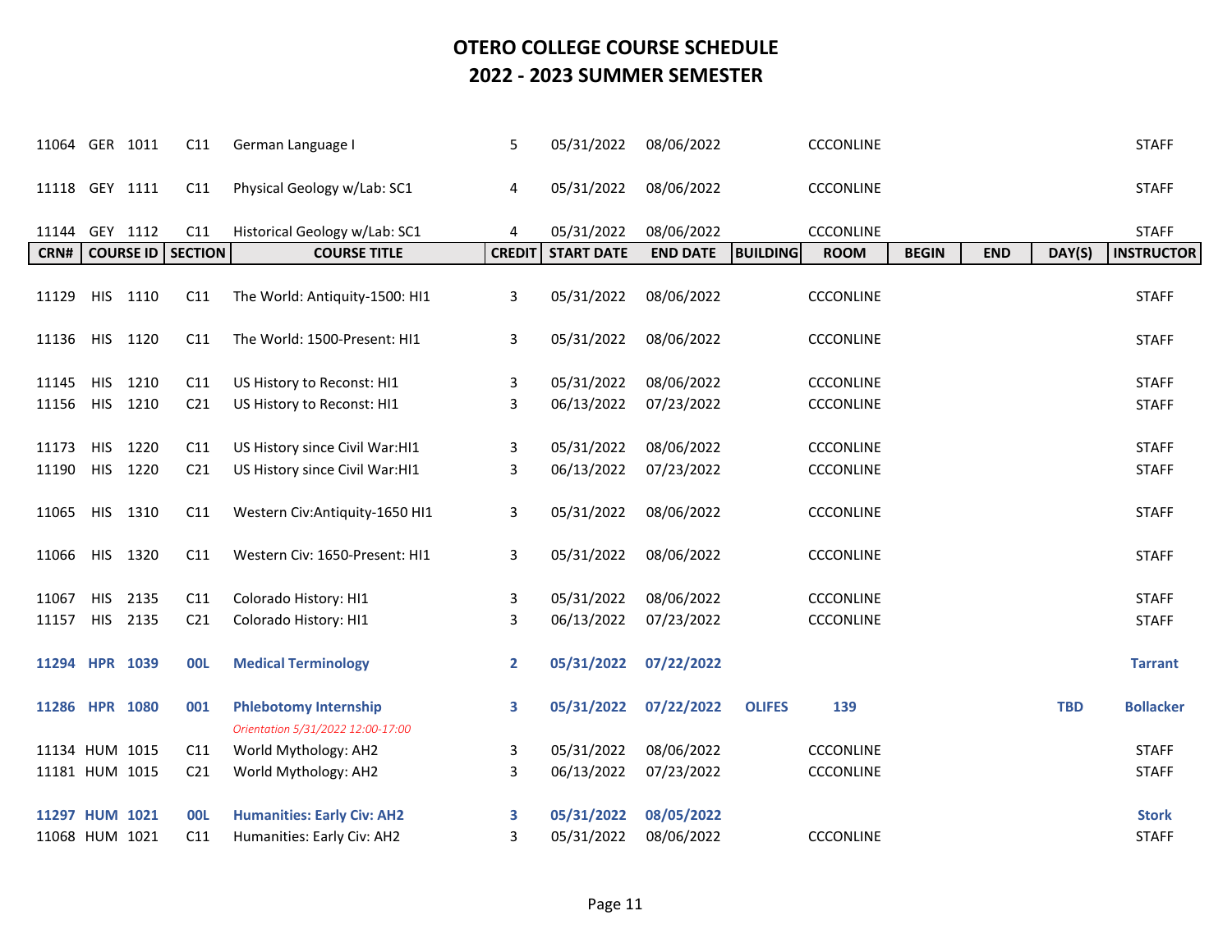# OTERO COLLEGE COURSE SCHEDULE
# 2022 - 2023 SUMMER SEMESTER

| CRN# | COURSE ID | | SECTION | COURSE TITLE | CREDIT | START DATE | END DATE | BUILDING | ROOM | BEGIN | END | DAY(S) | INSTRUCTOR |
|---|---|---|---|---|---|---|---|---|---|---|---|---|---|
| 11064 | GER | 1011 | C11 | German Language I | 5 | 05/31/2022 | 08/06/2022 | | CCCONLINE | | | | STAFF |
| 11118 | GEY | 1111 | C11 | Physical Geology w/Lab: SC1 | 4 | 05/31/2022 | 08/06/2022 | | CCCONLINE | | | | STAFF |
| 11144 | GEY | 1112 | C11 | Historical Geology w/Lab: SC1 | 4 | 05/31/2022 | 08/06/2022 | | CCCONLINE | | | | STAFF |
| 11129 | HIS | 1110 | C11 | The World: Antiquity-1500: HI1 | 3 | 05/31/2022 | 08/06/2022 | | CCCONLINE | | | | STAFF |
| 11136 | HIS | 1120 | C11 | The World: 1500-Present: HI1 | 3 | 05/31/2022 | 08/06/2022 | | CCCONLINE | | | | STAFF |
| 11145 | HIS | 1210 | C11 | US History to Reconst: HI1 | 3 | 05/31/2022 | 08/06/2022 | | CCCONLINE | | | | STAFF |
| 11156 | HIS | 1210 | C21 | US History to Reconst: HI1 | 3 | 06/13/2022 | 07/23/2022 | | CCCONLINE | | | | STAFF |
| 11173 | HIS | 1220 | C11 | US History since Civil War:HI1 | 3 | 05/31/2022 | 08/06/2022 | | CCCONLINE | | | | STAFF |
| 11190 | HIS | 1220 | C21 | US History since Civil War:HI1 | 3 | 06/13/2022 | 07/23/2022 | | CCCONLINE | | | | STAFF |
| 11065 | HIS | 1310 | C11 | Western Civ:Antiquity-1650 HI1 | 3 | 05/31/2022 | 08/06/2022 | | CCCONLINE | | | | STAFF |
| 11066 | HIS | 1320 | C11 | Western Civ: 1650-Present: HI1 | 3 | 05/31/2022 | 08/06/2022 | | CCCONLINE | | | | STAFF |
| 11067 | HIS | 2135 | C11 | Colorado History: HI1 | 3 | 05/31/2022 | 08/06/2022 | | CCCONLINE | | | | STAFF |
| 11157 | HIS | 2135 | C21 | Colorado History: HI1 | 3 | 06/13/2022 | 07/23/2022 | | CCCONLINE | | | | STAFF |
| **11294** | **HPR** | **1039** | **00L** | **Medical Terminology** | **2** | **05/31/2022** | **07/22/2022** | | | | | | **Tarrant** |
| **11286** | **HPR** | **1080** | **001** | **Phlebotomy Internship** *Orientation 5/31/2022 12:00-17:00* | **3** | **05/31/2022** | **07/22/2022** | **OLIFES** | **139** | | | **TBD** | **Bollacker** |
| 11134 | HUM | 1015 | C11 | World Mythology: AH2 | 3 | 05/31/2022 | 08/06/2022 | | CCCONLINE | | | | STAFF |
| 11181 | HUM | 1015 | C21 | World Mythology: AH2 | 3 | 06/13/2022 | 07/23/2022 | | CCCONLINE | | | | STAFF |
| **11297** | **HUM** | **1021** | **00L** | **Humanities: Early Civ: AH2** | **3** | **05/31/2022** | **08/05/2022** | | | | | | **Stork** |
| 11068 | HUM | 1021 | C11 | Humanities: Early Civ: AH2 | 3 | 05/31/2022 | 08/06/2022 | | CCCONLINE | | | | STAFF |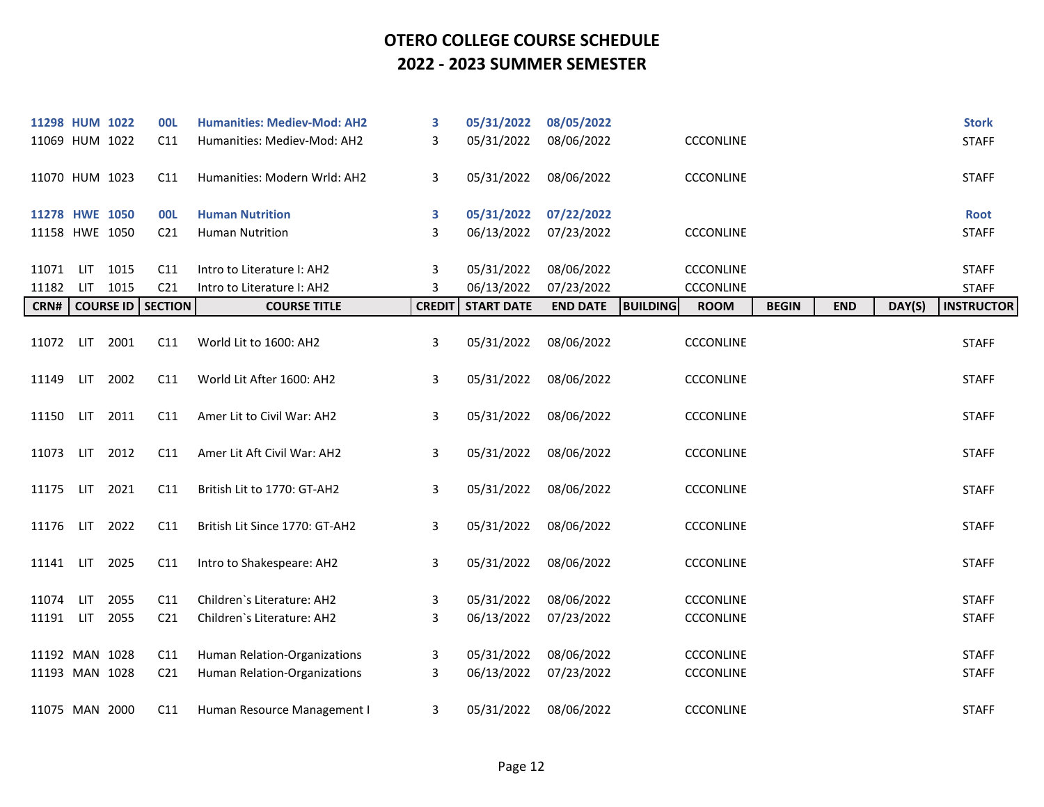# OTERO COLLEGE COURSE SCHEDULE
## 2022 - 2023 SUMMER SEMESTER

| CRN# | COURSE ID | | SECTION | COURSE TITLE | CREDIT | START DATE | END DATE | BUILDING | ROOM | BEGIN | END | DAY(S) | INSTRUCTOR |
|---|---|---|---|---|---|---|---|---|---|---|---|---|---|
| **11298** | **HUM** | **1022** | **00L** | **Humanities: Mediev-Mod: AH2** | **3** | **05/31/2022** | **08/05/2022** | | | | | | **Stork** |
| 11069 | HUM | 1022 | C11 | Humanities: Mediev-Mod: AH2 | 3 | 05/31/2022 | 08/06/2022 | | CCCONLINE | | | | STAFF |
| 11070 | HUM | 1023 | C11 | Humanities: Modern Wrld: AH2 | 3 | 05/31/2022 | 08/06/2022 | | CCCONLINE | | | | STAFF |
| **11278** | **HWE** | **1050** | **00L** | **Human Nutrition** | **3** | **05/31/2022** | **07/22/2022** | | | | | | **Root** |
| 11158 | HWE | 1050 | C21 | Human Nutrition | 3 | 06/13/2022 | 07/23/2022 | | CCCONLINE | | | | STAFF |
| 11071 | LIT | 1015 | C11 | Intro to Literature I: AH2 | 3 | 05/31/2022 | 08/06/2022 | | CCCONLINE | | | | STAFF |
| 11182 | LIT | 1015 | C21 | Intro to Literature I: AH2 | 3 | 06/13/2022 | 07/23/2022 | | CCCONLINE | | | | STAFF |
| 11072 | LIT | 2001 | C11 | World Lit to 1600: AH2 | 3 | 05/31/2022 | 08/06/2022 | | CCCONLINE | | | | STAFF |
| 11149 | LIT | 2002 | C11 | World Lit After 1600: AH2 | 3 | 05/31/2022 | 08/06/2022 | | CCCONLINE | | | | STAFF |
| 11150 | LIT | 2011 | C11 | Amer Lit to Civil War: AH2 | 3 | 05/31/2022 | 08/06/2022 | | CCCONLINE | | | | STAFF |
| 11073 | LIT | 2012 | C11 | Amer Lit Aft Civil War: AH2 | 3 | 05/31/2022 | 08/06/2022 | | CCCONLINE | | | | STAFF |
| 11175 | LIT | 2021 | C11 | British Lit to 1770: GT-AH2 | 3 | 05/31/2022 | 08/06/2022 | | CCCONLINE | | | | STAFF |
| 11176 | LIT | 2022 | C11 | British Lit Since 1770: GT-AH2 | 3 | 05/31/2022 | 08/06/2022 | | CCCONLINE | | | | STAFF |
| 11141 | LIT | 2025 | C11 | Intro to Shakespeare: AH2 | 3 | 05/31/2022 | 08/06/2022 | | CCCONLINE | | | | STAFF |
| 11074 | LIT | 2055 | C11 | Children`s Literature: AH2 | 3 | 05/31/2022 | 08/06/2022 | | CCCONLINE | | | | STAFF |
| 11191 | LIT | 2055 | C21 | Children`s Literature: AH2 | 3 | 06/13/2022 | 07/23/2022 | | CCCONLINE | | | | STAFF |
| 11192 | MAN | 1028 | C11 | Human Relation-Organizations | 3 | 05/31/2022 | 08/06/2022 | | CCCONLINE | | | | STAFF |
| 11193 | MAN | 1028 | C21 | Human Relation-Organizations | 3 | 06/13/2022 | 07/23/2022 | | CCCONLINE | | | | STAFF |
| 11075 | MAN | 2000 | C11 | Human Resource Management I | 3 | 05/31/2022 | 08/06/2022 | | CCCONLINE | | | | STAFF |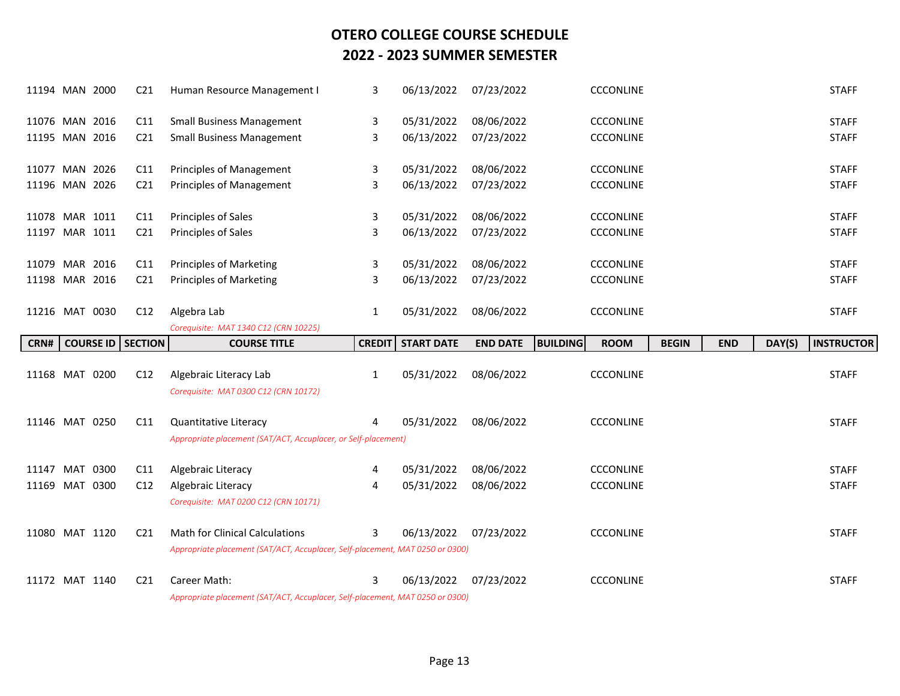# OTERO COLLEGE COURSE SCHEDULE
## 2022 - 2023 SUMMER SEMESTER

| CRN# | COURSE ID | SECTION | COURSE TITLE | CREDIT | START DATE | END DATE | BUILDING | ROOM | BEGIN | END | DAY(S) | INSTRUCTOR |
|---|---|---|---|---|---|---|---|---|---|---|---|---|
| 11194 | MAN 2000 | C21 | Human Resource Management I | 3 | 06/13/2022 | 07/23/2022 | | CCCONLINE | | | | STAFF |
| 11076 | MAN 2016 | C11 | Small Business Management | 3 | 05/31/2022 | 08/06/2022 | | CCCONLINE | | | | STAFF |
| 11195 | MAN 2016 | C21 | Small Business Management | 3 | 06/13/2022 | 07/23/2022 | | CCCONLINE | | | | STAFF |
| 11077 | MAN 2026 | C11 | Principles of Management | 3 | 05/31/2022 | 08/06/2022 | | CCCONLINE | | | | STAFF |
| 11196 | MAN 2026 | C21 | Principles of Management | 3 | 06/13/2022 | 07/23/2022 | | CCCONLINE | | | | STAFF |
| 11078 | MAR 1011 | C11 | Principles of Sales | 3 | 05/31/2022 | 08/06/2022 | | CCCONLINE | | | | STAFF |
| 11197 | MAR 1011 | C21 | Principles of Sales | 3 | 06/13/2022 | 07/23/2022 | | CCCONLINE | | | | STAFF |
| 11079 | MAR 2016 | C11 | Principles of Marketing | 3 | 05/31/2022 | 08/06/2022 | | CCCONLINE | | | | STAFF |
| 11198 | MAR 2016 | C21 | Principles of Marketing | 3 | 06/13/2022 | 07/23/2022 | | CCCONLINE | | | | STAFF |
| 11216 | MAT 0030 | C12 | Algebra Lab | 1 | 05/31/2022 | 08/06/2022 | | CCCONLINE | | | | STAFF |
| | | | *Corequisite: MAT 1340 C12 (CRN 10225)* | | | | | | | | | |
| 11168 | MAT 0200 | C12 | Algebraic Literacy Lab | 1 | 05/31/2022 | 08/06/2022 | | CCCONLINE | | | | STAFF |
| | | | *Corequisite: MAT 0300 C12 (CRN 10172)* | | | | | | | | | |
| 11146 | MAT 0250 | C11 | Quantitative Literacy | 4 | 05/31/2022 | 08/06/2022 | | CCCONLINE | | | | STAFF |
| | | | *Appropriate placement (SAT/ACT, Accuplacer, or Self-placement)* | | | | | | | | | |
| 11147 | MAT 0300 | C11 | Algebraic Literacy | 4 | 05/31/2022 | 08/06/2022 | | CCCONLINE | | | | STAFF |
| 11169 | MAT 0300 | C12 | Algebraic Literacy | 4 | 05/31/2022 | 08/06/2022 | | CCCONLINE | | | | STAFF |
| | | | *Corequisite: MAT 0200 C12 (CRN 10171)* | | | | | | | | | |
| 11080 | MAT 1120 | C21 | Math for Clinical Calculations | 3 | 06/13/2022 | 07/23/2022 | | CCCONLINE | | | | STAFF |
| | | | *Appropriate placement (SAT/ACT, Accuplacer, Self-placement, MAT 0250 or 0300)* | | | | | | | | | |
| 11172 | MAT 1140 | C21 | Career Math: | 3 | 06/13/2022 | 07/23/2022 | | CCCONLINE | | | | STAFF |
| | | | *Appropriate placement (SAT/ACT, Accuplacer, Self-placement, MAT 0250 or 0300)* | | | | | | | | | |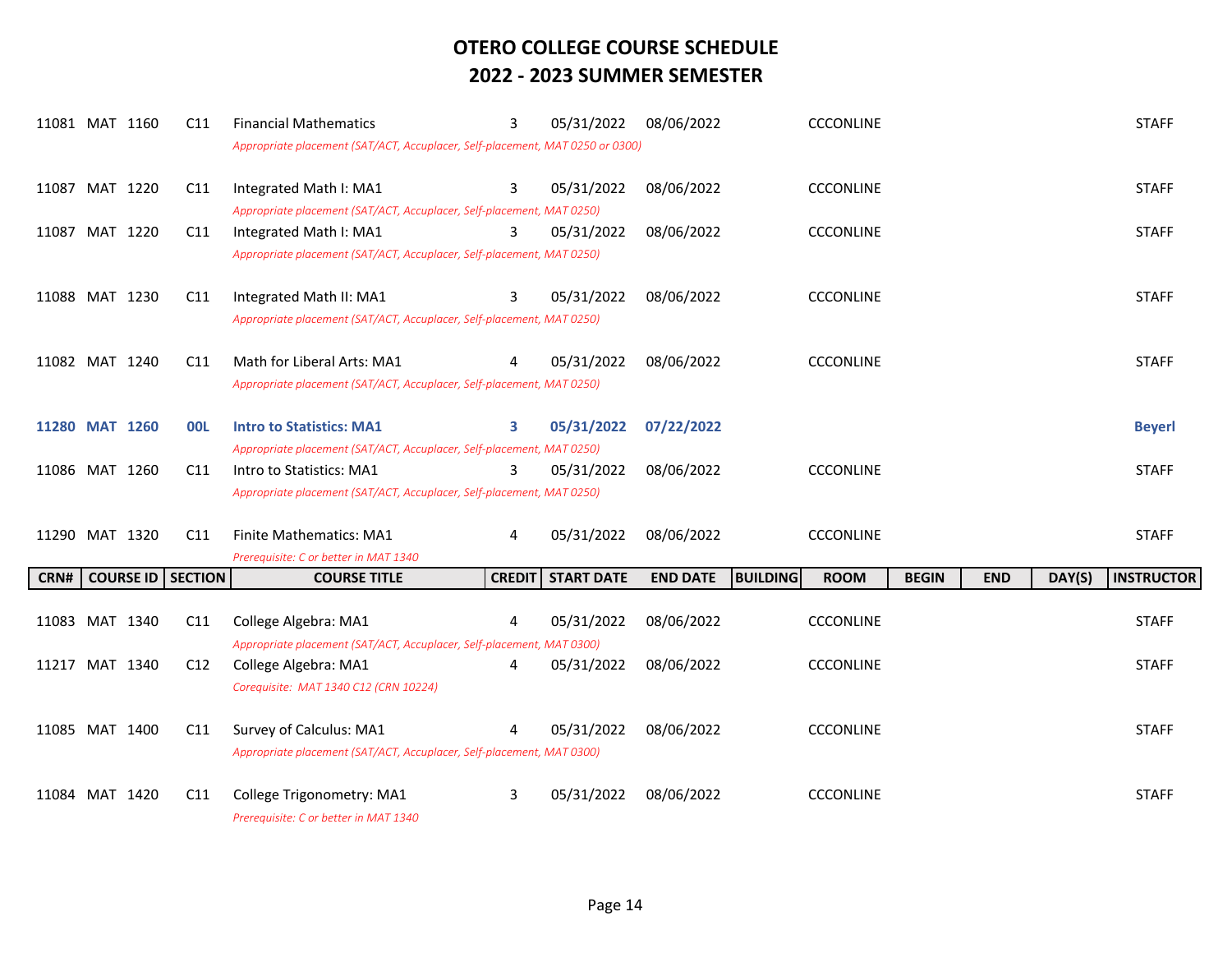# OTERO COLLEGE COURSE SCHEDULE
# 2022 - 2023 SUMMER SEMESTER

| CRN# | COURSE ID | SECTION | COURSE TITLE | CREDIT | START DATE | END DATE | BUILDING | ROOM | BEGIN | END | DAY(S) | INSTRUCTOR |
|---|---|---|---|---|---|---|---|---|---|---|---|---|
| 11081 | MAT 1160 | C11 | Financial Mathematics<br>*Appropriate placement (SAT/ACT, Accuplacer, Self-placement, MAT 0250 or 0300)* | 3 | 05/31/2022 | 08/06/2022 | | CCCONLINE | | | | STAFF |
| 11087 | MAT 1220 | C11 | Integrated Math I: MA1<br>*Appropriate placement (SAT/ACT, Accuplacer, Self-placement, MAT 0250)* | 3 | 05/31/2022 | 08/06/2022 | | CCCONLINE | | | | STAFF |
| 11087 | MAT 1220 | C11 | Integrated Math I: MA1<br>*Appropriate placement (SAT/ACT, Accuplacer, Self-placement, MAT 0250)* | 3 | 05/31/2022 | 08/06/2022 | | CCCONLINE | | | | STAFF |
| 11088 | MAT 1230 | C11 | Integrated Math II: MA1<br>*Appropriate placement (SAT/ACT, Accuplacer, Self-placement, MAT 0250)* | 3 | 05/31/2022 | 08/06/2022 | | CCCONLINE | | | | STAFF |
| 11082 | MAT 1240 | C11 | Math for Liberal Arts: MA1<br>*Appropriate placement (SAT/ACT, Accuplacer, Self-placement, MAT 0250)* | 4 | 05/31/2022 | 08/06/2022 | | CCCONLINE | | | | STAFF |
| **11280** | **MAT 1260** | **00L** | **Intro to Statistics: MA1**<br>*Appropriate placement (SAT/ACT, Accuplacer, Self-placement, MAT 0250)* | **3** | **05/31/2022** | **07/22/2022** | | | | | | **Beyerl** |
| 11086 | MAT 1260 | C11 | Intro to Statistics: MA1<br>*Appropriate placement (SAT/ACT, Accuplacer, Self-placement, MAT 0250)* | 3 | 05/31/2022 | 08/06/2022 | | CCCONLINE | | | | STAFF |
| 11290 | MAT 1320 | C11 | Finite Mathematics: MA1<br>*Prerequisite: C or better in MAT 1340* | 4 | 05/31/2022 | 08/06/2022 | | CCCONLINE | | | | STAFF |
| 11083 | MAT 1340 | C11 | College Algebra: MA1<br>*Appropriate placement (SAT/ACT, Accuplacer, Self-placement, MAT 0300)* | 4 | 05/31/2022 | 08/06/2022 | | CCCONLINE | | | | STAFF |
| 11217 | MAT 1340 | C12 | College Algebra: MA1<br>*Corequisite: MAT 1340 C12 (CRN 10224)* | 4 | 05/31/2022 | 08/06/2022 | | CCCONLINE | | | | STAFF |
| 11085 | MAT 1400 | C11 | Survey of Calculus: MA1<br>*Appropriate placement (SAT/ACT, Accuplacer, Self-placement, MAT 0300)* | 4 | 05/31/2022 | 08/06/2022 | | CCCONLINE | | | | STAFF |
| 11084 | MAT 1420 | C11 | College Trigonometry: MA1<br>*Prerequisite: C or better in MAT 1340* | 3 | 05/31/2022 | 08/06/2022 | | CCCONLINE | | | | STAFF |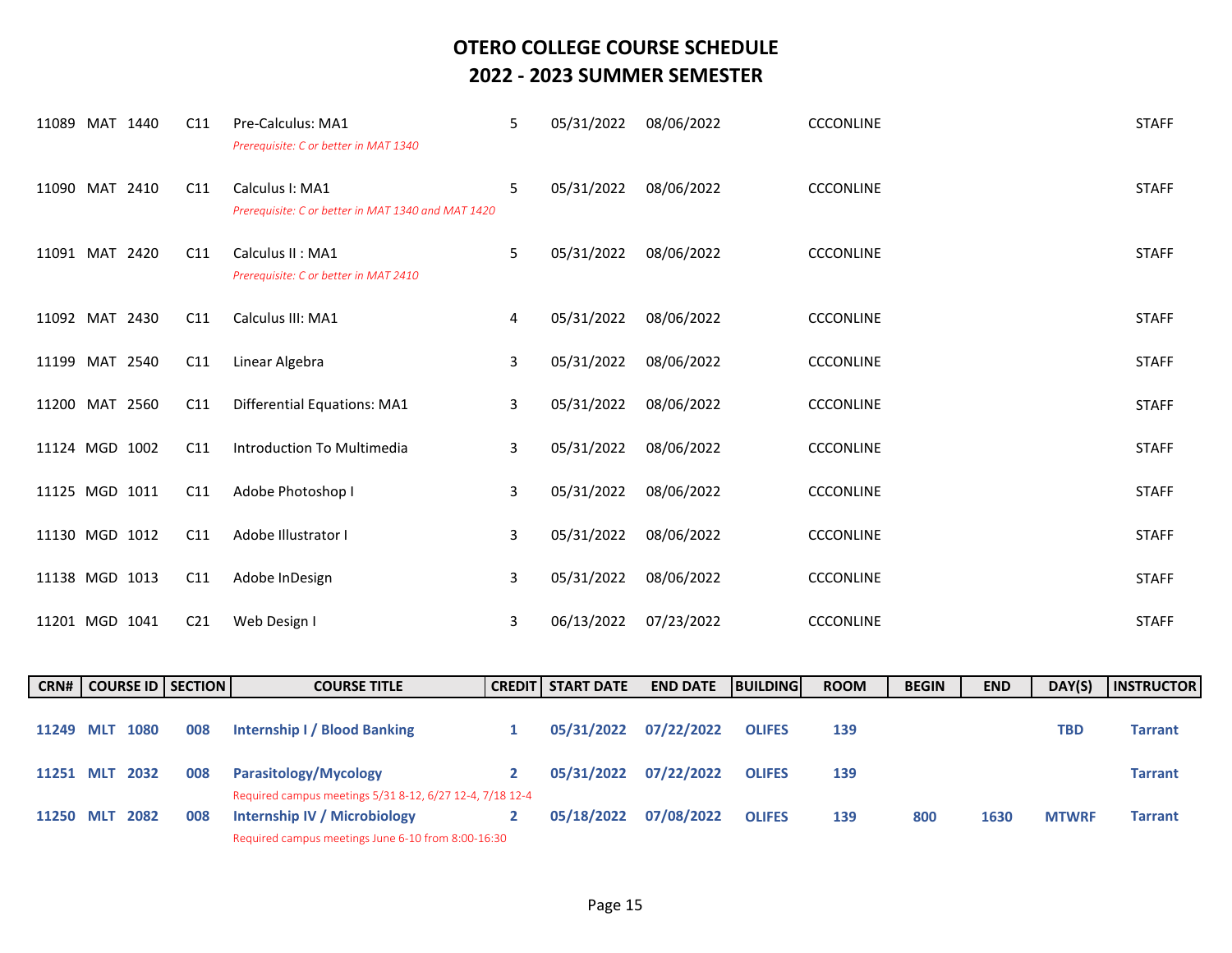# OTERO COLLEGE COURSE SCHEDULE
## 2022 - 2023 SUMMER SEMESTER

| CRN# | COURSE ID | SECTION | COURSE TITLE | CREDIT | START DATE | END DATE | BUILDING | ROOM | BEGIN | END | DAY(S) | INSTRUCTOR |
|---|---|---|---|---|---|---|---|---|---|---|---|---|
| 11089 | MAT 1440 | C11 | Pre-Calculus: MA1<br>*Prerequisite: C or better in MAT 1340* | 5 | 05/31/2022 | 08/06/2022 | | CCCONLINE | | | | STAFF |
| 11090 | MAT 2410 | C11 | Calculus I: MA1<br>*Prerequisite: C or better in MAT 1340 and MAT 1420* | 5 | 05/31/2022 | 08/06/2022 | | CCCONLINE | | | | STAFF |
| 11091 | MAT 2420 | C11 | Calculus II : MA1<br>*Prerequisite: C or better in MAT 2410* | 5 | 05/31/2022 | 08/06/2022 | | CCCONLINE | | | | STAFF |
| 11092 | MAT 2430 | C11 | Calculus III: MA1 | 4 | 05/31/2022 | 08/06/2022 | | CCCONLINE | | | | STAFF |
| 11199 | MAT 2540 | C11 | Linear Algebra | 3 | 05/31/2022 | 08/06/2022 | | CCCONLINE | | | | STAFF |
| 11200 | MAT 2560 | C11 | Differential Equations: MA1 | 3 | 05/31/2022 | 08/06/2022 | | CCCONLINE | | | | STAFF |
| 11124 | MGD 1002 | C11 | Introduction To Multimedia | 3 | 05/31/2022 | 08/06/2022 | | CCCONLINE | | | | STAFF |
| 11125 | MGD 1011 | C11 | Adobe Photoshop I | 3 | 05/31/2022 | 08/06/2022 | | CCCONLINE | | | | STAFF |
| 11130 | MGD 1012 | C11 | Adobe Illustrator I | 3 | 05/31/2022 | 08/06/2022 | | CCCONLINE | | | | STAFF |
| 11138 | MGD 1013 | C11 | Adobe InDesign | 3 | 05/31/2022 | 08/06/2022 | | CCCONLINE | | | | STAFF |
| 11201 | MGD 1041 | C21 | Web Design I | 3 | 06/13/2022 | 07/23/2022 | | CCCONLINE | | | | STAFF |
| **11249** | **MLT 1080** | **008** | **Internship I / Blood Banking** | **1** | **05/31/2022** | **07/22/2022** | **OLIFES** | **139** | | | **TBD** | **Tarrant** |
| **11251** | **MLT 2032** | **008** | **Parasitology/Mycology**<br>Required campus meetings 5/31 8-12, 6/27 12-4, 7/18 12-4 | **2** | **05/31/2022** | **07/22/2022** | **OLIFES** | **139** | | | | **Tarrant** |
| **11250** | **MLT 2082** | **008** | **Internship IV / Microbiology**<br>Required campus meetings June 6-10 from 8:00-16:30 | **2** | **05/18/2022** | **07/08/2022** | **OLIFES** | **139** | **800** | **1630** | **MTWRF** | **Tarrant** |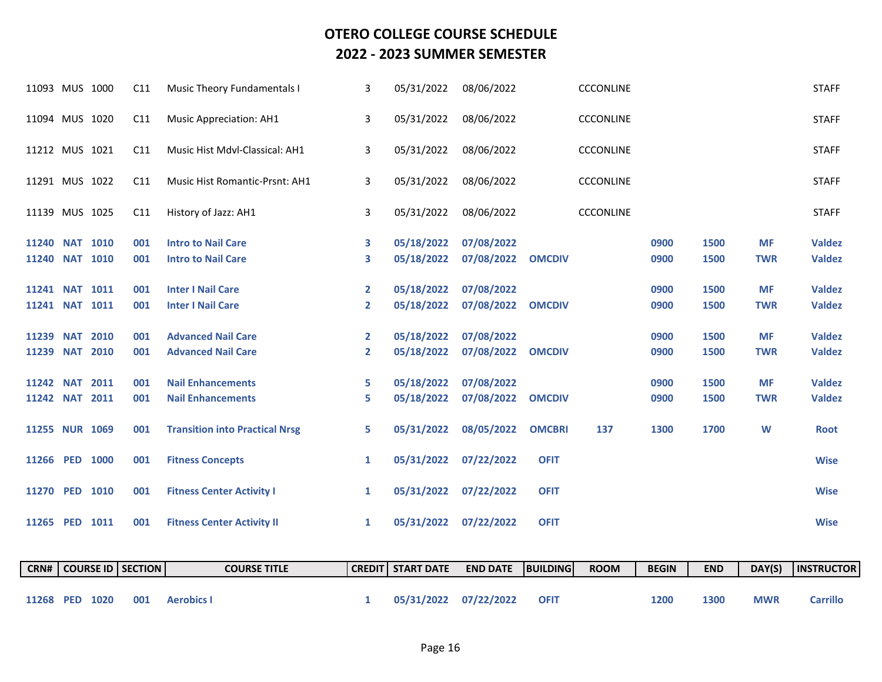# OTERO COLLEGE COURSE SCHEDULE
## 2022 - 2023 SUMMER SEMESTER

| CRN# | COURSE ID | | SECTION | COURSE TITLE | CREDIT | START DATE | END DATE | BUILDING | ROOM | BEGIN | END | DAY(S) | INSTRUCTOR |
|---|---|---|---|---|---|---|---|---|---|---|---|---|---|
| 11093 | MUS | 1000 | C11 | Music Theory Fundamentals I | 3 | 05/31/2022 | 08/06/2022 | | CCCONLINE | | | | STAFF |
| 11094 | MUS | 1020 | C11 | Music Appreciation: AH1 | 3 | 05/31/2022 | 08/06/2022 | | CCCONLINE | | | | STAFF |
| 11212 | MUS | 1021 | C11 | Music Hist Mdvl-Classical: AH1 | 3 | 05/31/2022 | 08/06/2022 | | CCCONLINE | | | | STAFF |
| 11291 | MUS | 1022 | C11 | Music Hist Romantic-Prsnt: AH1 | 3 | 05/31/2022 | 08/06/2022 | | CCCONLINE | | | | STAFF |
| 11139 | MUS | 1025 | C11 | History of Jazz: AH1 | 3 | 05/31/2022 | 08/06/2022 | | CCCONLINE | | | | STAFF |
| **11240** | **NAT** | **1010** | **001** | **Intro to Nail Care** | **3** | **05/18/2022** | **07/08/2022** | | | **0900** | **1500** | **MF** | **Valdez** |
| **11240** | **NAT** | **1010** | **001** | **Intro to Nail Care** | **3** | **05/18/2022** | **07/08/2022** | **OMCDIV** | | **0900** | **1500** | **TWR** | **Valdez** |
| **11241** | **NAT** | **1011** | **001** | **Inter I Nail Care** | **2** | **05/18/2022** | **07/08/2022** | | | **0900** | **1500** | **MF** | **Valdez** |
| **11241** | **NAT** | **1011** | **001** | **Inter I Nail Care** | **2** | **05/18/2022** | **07/08/2022** | **OMCDIV** | | **0900** | **1500** | **TWR** | **Valdez** |
| **11239** | **NAT** | **2010** | **001** | **Advanced Nail Care** | **2** | **05/18/2022** | **07/08/2022** | | | **0900** | **1500** | **MF** | **Valdez** |
| **11239** | **NAT** | **2010** | **001** | **Advanced Nail Care** | **2** | **05/18/2022** | **07/08/2022** | **OMCDIV** | | **0900** | **1500** | **TWR** | **Valdez** |
| **11242** | **NAT** | **2011** | **001** | **Nail Enhancements** | **5** | **05/18/2022** | **07/08/2022** | | | **0900** | **1500** | **MF** | **Valdez** |
| **11242** | **NAT** | **2011** | **001** | **Nail Enhancements** | **5** | **05/18/2022** | **07/08/2022** | **OMCDIV** | | **0900** | **1500** | **TWR** | **Valdez** |
| **11255** | **NUR** | **1069** | **001** | **Transition into Practical Nrsg** | **5** | **05/31/2022** | **08/05/2022** | **OMCBRI** | **137** | **1300** | **1700** | **W** | **Root** |
| **11266** | **PED** | **1000** | **001** | **Fitness Concepts** | **1** | **05/31/2022** | **07/22/2022** | **OFIT** | | | | | **Wise** |
| **11270** | **PED** | **1010** | **001** | **Fitness Center Activity I** | **1** | **05/31/2022** | **07/22/2022** | **OFIT** | | | | | **Wise** |
| **11265** | **PED** | **1011** | **001** | **Fitness Center Activity II** | **1** | **05/31/2022** | **07/22/2022** | **OFIT** | | | | | **Wise** |
| **11268** | **PED** | **1020** | **001** | **Aerobics I** | **1** | **05/31/2022** | **07/22/2022** | **OFIT** | | **1200** | **1300** | **MWR** | **Carrillo** |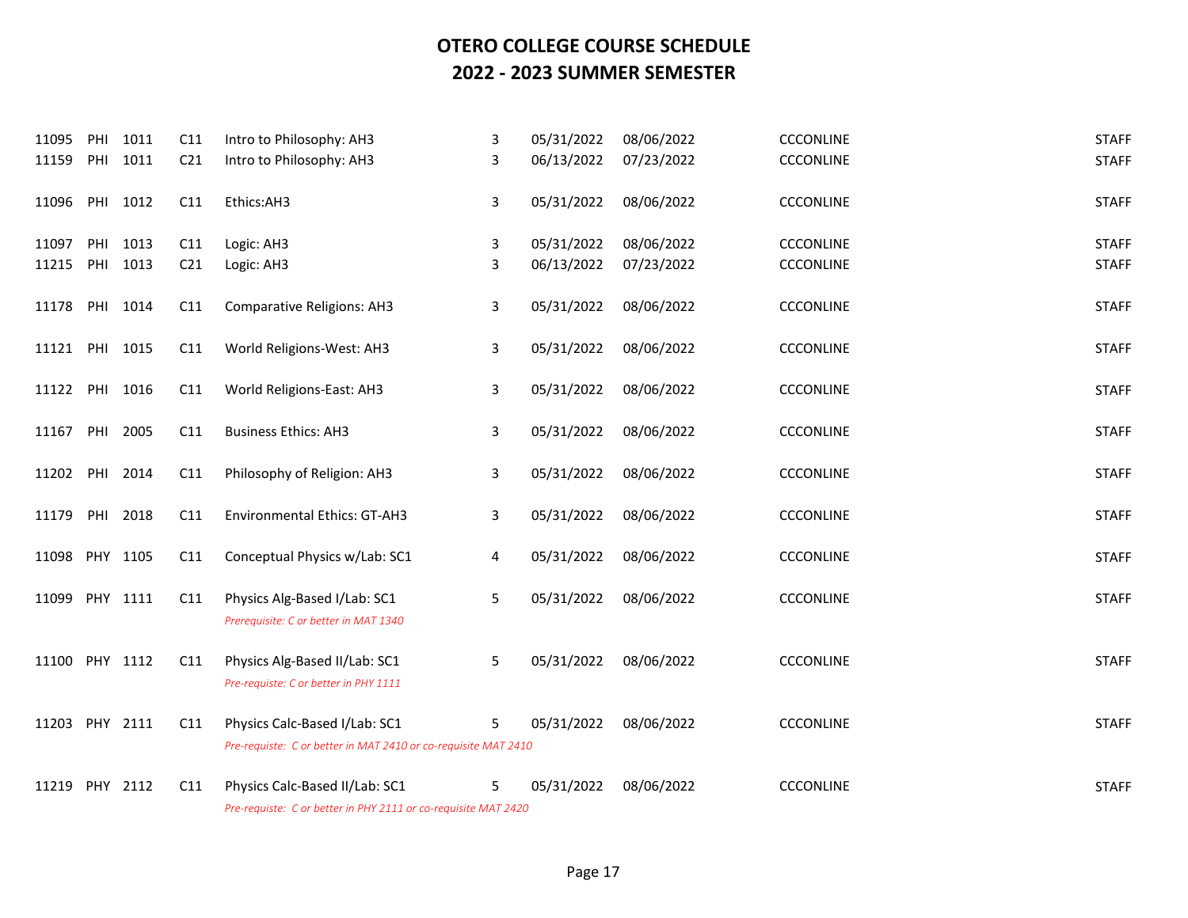# OTERO COLLEGE COURSE SCHEDULE
## 2022 - 2023 SUMMER SEMESTER

| | | | | | | | | | |
|---|---|---|---|---|---|---|---|---|---|
| 11095 | PHI | 1011 | C11 | Intro to Philosophy: AH3 | 3 | 05/31/2022 | 08/06/2022 | CCCONLINE | STAFF |
| 11159 | PHI | 1011 | C21 | Intro to Philosophy: AH3 | 3 | 06/13/2022 | 07/23/2022 | CCCONLINE | STAFF |
| 11096 | PHI | 1012 | C11 | Ethics:AH3 | 3 | 05/31/2022 | 08/06/2022 | CCCONLINE | STAFF |
| 11097 | PHI | 1013 | C11 | Logic: AH3 | 3 | 05/31/2022 | 08/06/2022 | CCCONLINE | STAFF |
| 11215 | PHI | 1013 | C21 | Logic: AH3 | 3 | 06/13/2022 | 07/23/2022 | CCCONLINE | STAFF |
| 11178 | PHI | 1014 | C11 | Comparative Religions: AH3 | 3 | 05/31/2022 | 08/06/2022 | CCCONLINE | STAFF |
| 11121 | PHI | 1015 | C11 | World Religions-West: AH3 | 3 | 05/31/2022 | 08/06/2022 | CCCONLINE | STAFF |
| 11122 | PHI | 1016 | C11 | World Religions-East: AH3 | 3 | 05/31/2022 | 08/06/2022 | CCCONLINE | STAFF |
| 11167 | PHI | 2005 | C11 | Business Ethics: AH3 | 3 | 05/31/2022 | 08/06/2022 | CCCONLINE | STAFF |
| 11202 | PHI | 2014 | C11 | Philosophy of Religion: AH3 | 3 | 05/31/2022 | 08/06/2022 | CCCONLINE | STAFF |
| 11179 | PHI | 2018 | C11 | Environmental Ethics: GT-AH3 | 3 | 05/31/2022 | 08/06/2022 | CCCONLINE | STAFF |
| 11098 | PHY | 1105 | C11 | Conceptual Physics w/Lab: SC1 | 4 | 05/31/2022 | 08/06/2022 | CCCONLINE | STAFF |
| 11099 | PHY | 1111 | C11 | Physics Alg-Based I/Lab: SC1<br>*Prerequisite: C or better in MAT 1340* | 5 | 05/31/2022 | 08/06/2022 | CCCONLINE | STAFF |
| 11100 | PHY | 1112 | C11 | Physics Alg-Based II/Lab: SC1<br>*Pre-requisite: C or better in PHY 1111* | 5 | 05/31/2022 | 08/06/2022 | CCCONLINE | STAFF |
| 11203 | PHY | 2111 | C11 | Physics Calc-Based I/Lab: SC1<br>*Pre-requisite: C or better in MAT 2410 or co-requisite MAT 2410* | 5 | 05/31/2022 | 08/06/2022 | CCCONLINE | STAFF |
| 11219 | PHY | 2112 | C11 | Physics Calc-Based II/Lab: SC1<br>*Pre-requisite: C or better in PHY 2111 or co-requisite MAT 2420* | 5 | 05/31/2022 | 08/06/2022 | CCCONLINE | STAFF |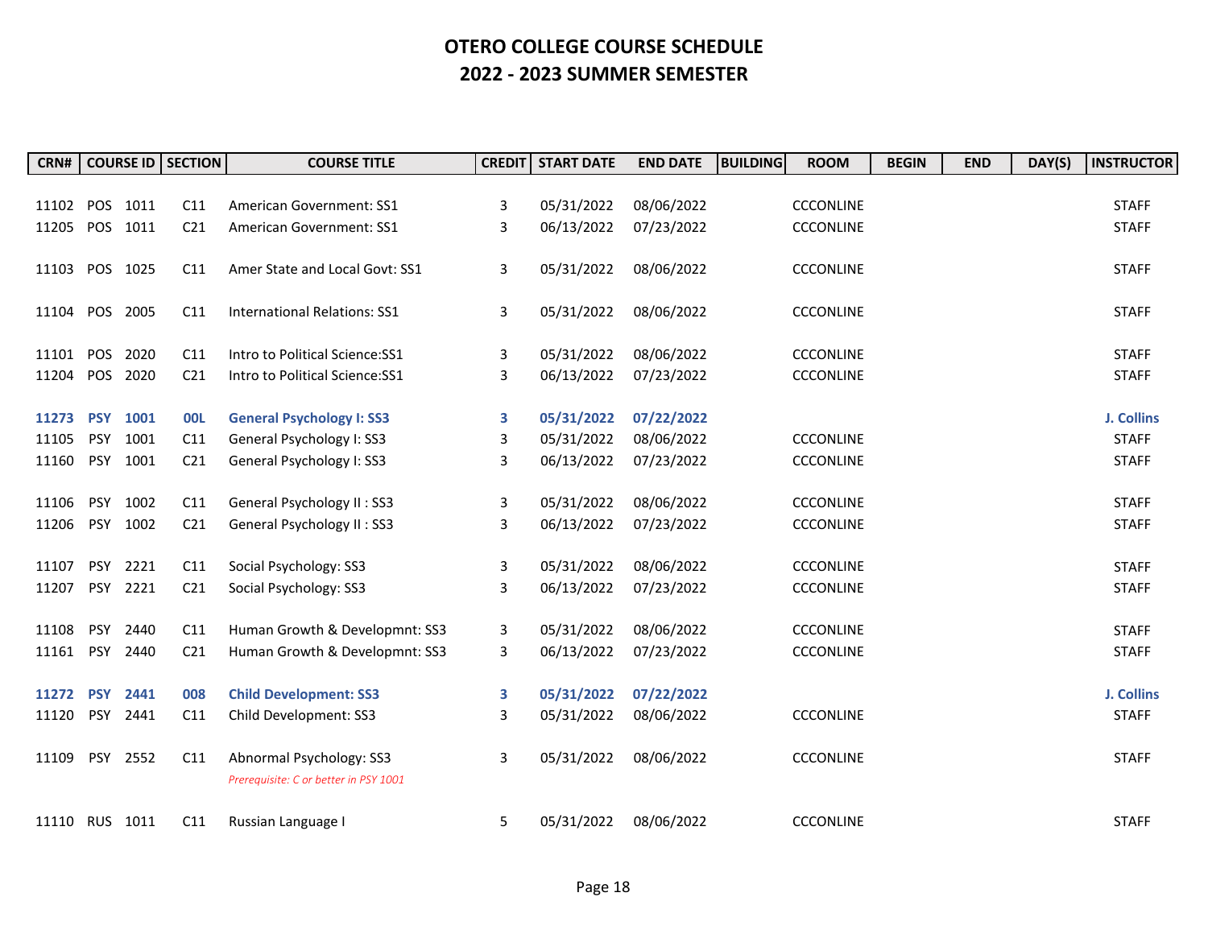# OTERO COLLEGE COURSE SCHEDULE
# 2022 - 2023 SUMMER SEMESTER

| CRN# | COURSE ID | | SECTION | COURSE TITLE | CREDIT | START DATE | END DATE | BUILDING | ROOM | BEGIN | END | DAY(S) | INSTRUCTOR |
|---|---|---|---|---|---|---|---|---|---|---|---|---|---|
| 11102 | POS | 1011 | C11 | American Government: SS1 | 3 | 05/31/2022 | 08/06/2022 | | CCCONLINE | | | | STAFF |
| 11205 | POS | 1011 | C21 | American Government: SS1 | 3 | 06/13/2022 | 07/23/2022 | | CCCONLINE | | | | STAFF |
| 11103 | POS | 1025 | C11 | Amer State and Local Govt: SS1 | 3 | 05/31/2022 | 08/06/2022 | | CCCONLINE | | | | STAFF |
| 11104 | POS | 2005 | C11 | International Relations: SS1 | 3 | 05/31/2022 | 08/06/2022 | | CCCONLINE | | | | STAFF |
| 11101 | POS | 2020 | C11 | Intro to Political Science:SS1 | 3 | 05/31/2022 | 08/06/2022 | | CCCONLINE | | | | STAFF |
| 11204 | POS | 2020 | C21 | Intro to Political Science:SS1 | 3 | 06/13/2022 | 07/23/2022 | | CCCONLINE | | | | STAFF |
| **11273** | **PSY** | **1001** | **00L** | **General Psychology I: SS3** | **3** | **05/31/2022** | **07/22/2022** | | | | | | **J. Collins** |
| 11105 | PSY | 1001 | C11 | General Psychology I: SS3 | 3 | 05/31/2022 | 08/06/2022 | | CCCONLINE | | | | STAFF |
| 11160 | PSY | 1001 | C21 | General Psychology I: SS3 | 3 | 06/13/2022 | 07/23/2022 | | CCCONLINE | | | | STAFF |
| 11106 | PSY | 1002 | C11 | General Psychology II : SS3 | 3 | 05/31/2022 | 08/06/2022 | | CCCONLINE | | | | STAFF |
| 11206 | PSY | 1002 | C21 | General Psychology II : SS3 | 3 | 06/13/2022 | 07/23/2022 | | CCCONLINE | | | | STAFF |
| 11107 | PSY | 2221 | C11 | Social Psychology: SS3 | 3 | 05/31/2022 | 08/06/2022 | | CCCONLINE | | | | STAFF |
| 11207 | PSY | 2221 | C21 | Social Psychology: SS3 | 3 | 06/13/2022 | 07/23/2022 | | CCCONLINE | | | | STAFF |
| 11108 | PSY | 2440 | C11 | Human Growth & Developmnt: SS3 | 3 | 05/31/2022 | 08/06/2022 | | CCCONLINE | | | | STAFF |
| 11161 | PSY | 2440 | C21 | Human Growth & Developmnt: SS3 | 3 | 06/13/2022 | 07/23/2022 | | CCCONLINE | | | | STAFF |
| **11272** | **PSY** | **2441** | **008** | **Child Development: SS3** | **3** | **05/31/2022** | **07/22/2022** | | | | | | **J. Collins** |
| 11120 | PSY | 2441 | C11 | Child Development: SS3 | 3 | 05/31/2022 | 08/06/2022 | | CCCONLINE | | | | STAFF |
| 11109 | PSY | 2552 | C11 | Abnormal Psychology: SS3 <br> *Prerequisite: C or better in PSY 1001* | 3 | 05/31/2022 | 08/06/2022 | | CCCONLINE | | | | STAFF |
| 11110 | RUS | 1011 | C11 | Russian Language I | 5 | 05/31/2022 | 08/06/2022 | | CCCONLINE | | | | STAFF |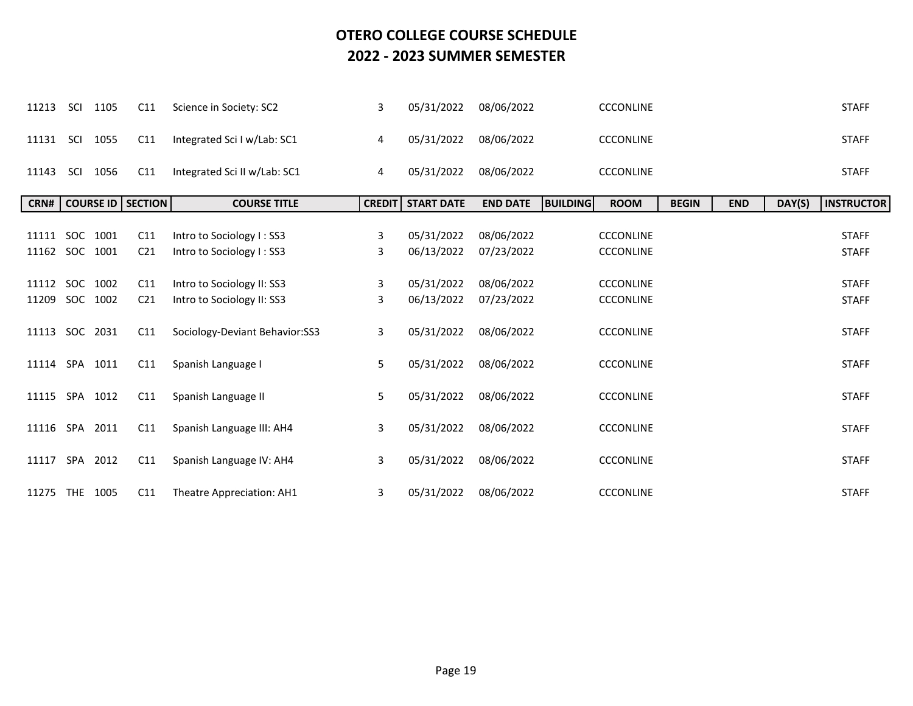# OTERO COLLEGE COURSE SCHEDULE
# 2022 - 2023 SUMMER SEMESTER

| | | | | | | | | | | | | | |
|---|---|---|---|---|---|---|---|---|---|---|---|---|---|
| 11213 | SCI 1105 | C11 | Science in Society: SC2 | 3 | 05/31/2022 | 08/06/2022 | | CCCONLINE | | | | STAFF |
| 11131 | SCI 1055 | C11 | Integrated Sci I w/Lab: SC1 | 4 | 05/31/2022 | 08/06/2022 | | CCCONLINE | | | | STAFF |
| 11143 | SCI 1056 | C11 | Integrated Sci II w/Lab: SC1 | 4 | 05/31/2022 | 08/06/2022 | | CCCONLINE | | | | STAFF |

| CRN# | COURSE ID | SECTION | COURSE TITLE | CREDIT | START DATE | END DATE | BUILDING | ROOM | BEGIN | END | DAY(S) | INSTRUCTOR |
|---|---|---|---|---|---|---|---|---|---|---|---|---|
| 11111 | SOC 1001 | C11 | Intro to Sociology I : SS3 | 3 | 05/31/2022 | 08/06/2022 | | CCCONLINE | | | | STAFF |
| 11162 | SOC 1001 | C21 | Intro to Sociology I : SS3 | 3 | 06/13/2022 | 07/23/2022 | | CCCONLINE | | | | STAFF |
| 11112 | SOC 1002 | C11 | Intro to Sociology II: SS3 | 3 | 05/31/2022 | 08/06/2022 | | CCCONLINE | | | | STAFF |
| 11209 | SOC 1002 | C21 | Intro to Sociology II: SS3 | 3 | 06/13/2022 | 07/23/2022 | | CCCONLINE | | | | STAFF |
| 11113 | SOC 2031 | C11 | Sociology-Deviant Behavior:SS3 | 3 | 05/31/2022 | 08/06/2022 | | CCCONLINE | | | | STAFF |
| 11114 | SPA 1011 | C11 | Spanish Language I | 5 | 05/31/2022 | 08/06/2022 | | CCCONLINE | | | | STAFF |
| 11115 | SPA 1012 | C11 | Spanish Language II | 5 | 05/31/2022 | 08/06/2022 | | CCCONLINE | | | | STAFF |
| 11116 | SPA 2011 | C11 | Spanish Language III: AH4 | 3 | 05/31/2022 | 08/06/2022 | | CCCONLINE | | | | STAFF |
| 11117 | SPA 2012 | C11 | Spanish Language IV: AH4 | 3 | 05/31/2022 | 08/06/2022 | | CCCONLINE | | | | STAFF |
| 11275 | THE 1005 | C11 | Theatre Appreciation: AH1 | 3 | 05/31/2022 | 08/06/2022 | | CCCONLINE | | | | STAFF |